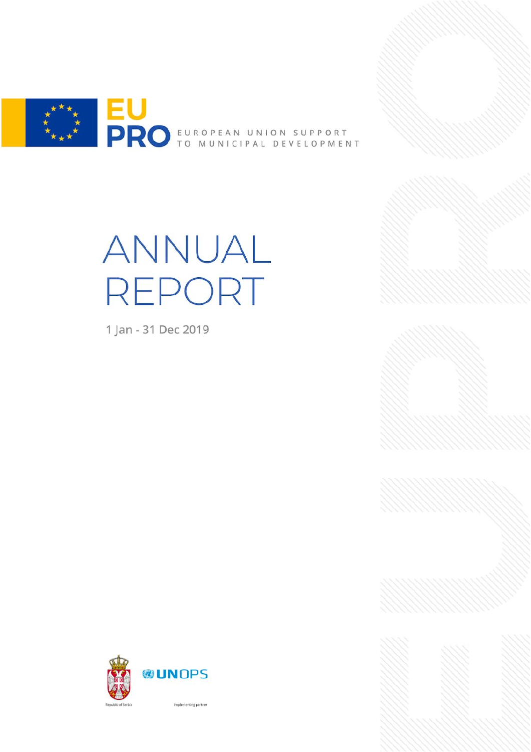EU PRO

EUROPEAN UNION SUPPORT TO MUNICIPAL DEVELOPMENT

# ANNUAL REPORT

1 Jan - 31 Dec 2019

Republic of Serbia

UNOPS

Implementing partner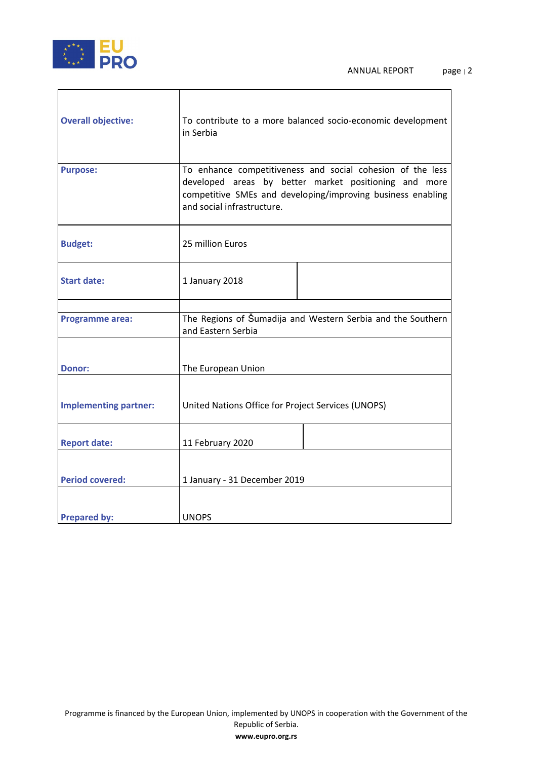| | |
|---|---|
| **Overall objective:** | To contribute to a more balanced socio-economic development in Serbia |
| **Purpose:** | To enhance competitiveness and social cohesion of the less developed areas by better market positioning and more competitive SMEs and developing/improving business enabling and social infrastructure. |
| **Budget:** | 25 million Euros |
| **Start date:** | 1 January 2018 |
| | |
| **Programme area:** | The Regions of Šumadija and Western Serbia and the Southern and Eastern Serbia |
| **Donor:** | The European Union |
| **Implementing partner:** | United Nations Office for Project Services (UNOPS) |
| **Report date:** | 11 February 2020 |
| **Period covered:** | 1 January - 31 December 2019 |
| **Prepared by:** | UNOPS |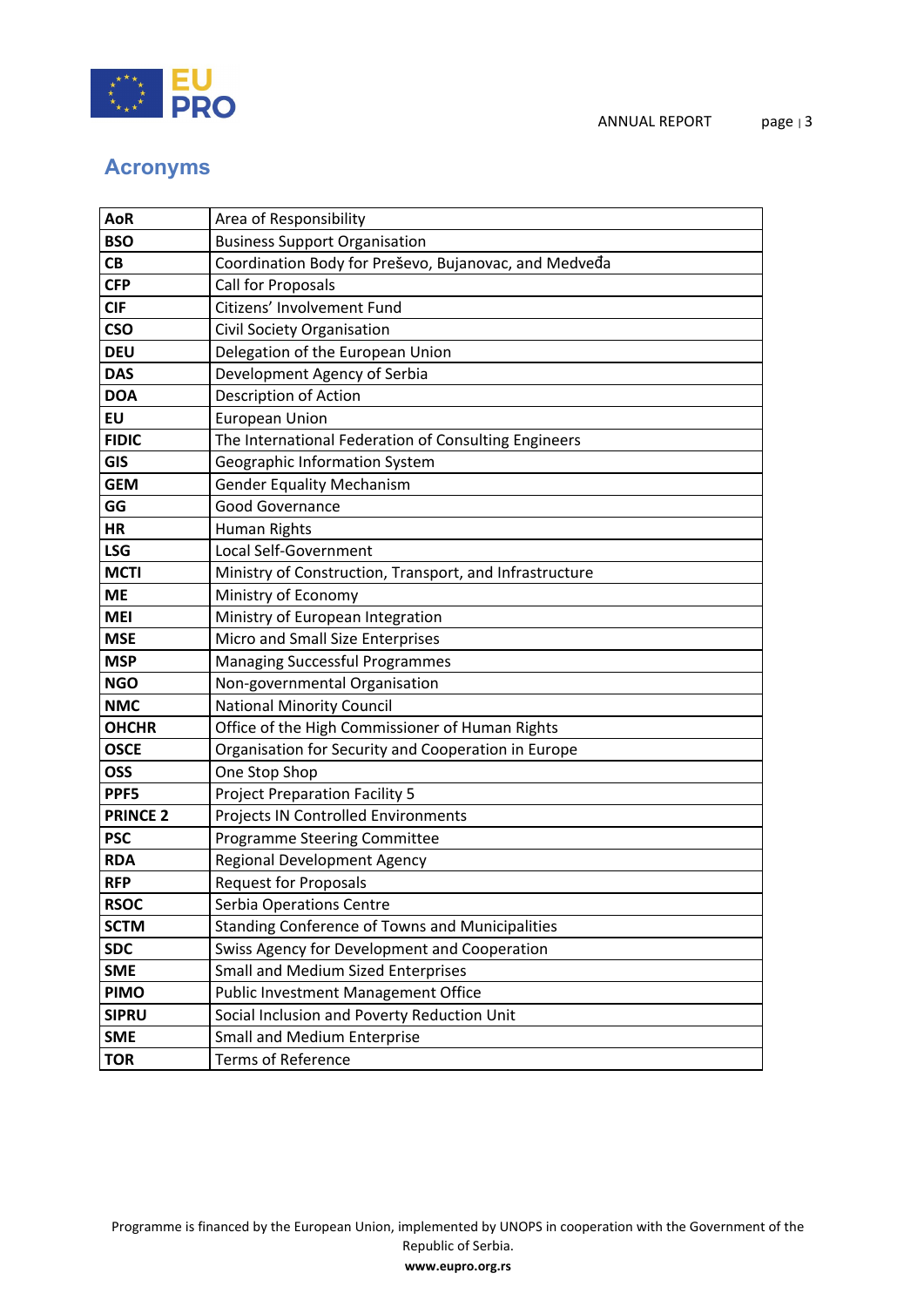## Acronyms

| | |
|---|---|
| **AoR** | Area of Responsibility |
| **BSO** | Business Support Organisation |
| **CB** | Coordination Body for Preševo, Bujanovac, and Medveđa |
| **CFP** | Call for Proposals |
| **CIF** | Citizens' Involvement Fund |
| **CSO** | Civil Society Organisation |
| **DEU** | Delegation of the European Union |
| **DAS** | Development Agency of Serbia |
| **DOA** | Description of Action |
| **EU** | European Union |
| **FIDIC** | The International Federation of Consulting Engineers |
| **GIS** | Geographic Information System |
| **GEM** | Gender Equality Mechanism |
| **GG** | Good Governance |
| **HR** | Human Rights |
| **LSG** | Local Self-Government |
| **MCTI** | Ministry of Construction, Transport, and Infrastructure |
| **ME** | Ministry of Economy |
| **MEI** | Ministry of European Integration |
| **MSE** | Micro and Small Size Enterprises |
| **MSP** | Managing Successful Programmes |
| **NGO** | Non-governmental Organisation |
| **NMC** | National Minority Council |
| **OHCHR** | Office of the High Commissioner of Human Rights |
| **OSCE** | Organisation for Security and Cooperation in Europe |
| **OSS** | One Stop Shop |
| **PPF5** | Project Preparation Facility 5 |
| **PRINCE 2** | Projects IN Controlled Environments |
| **PSC** | Programme Steering Committee |
| **RDA** | Regional Development Agency |
| **RFP** | Request for Proposals |
| **RSOC** | Serbia Operations Centre |
| **SCTM** | Standing Conference of Towns and Municipalities |
| **SDC** | Swiss Agency for Development and Cooperation |
| **SME** | Small and Medium Sized Enterprises |
| **PIMO** | Public Investment Management Office |
| **SIPRU** | Social Inclusion and Poverty Reduction Unit |
| **SME** | Small and Medium Enterprise |
| **TOR** | Terms of Reference |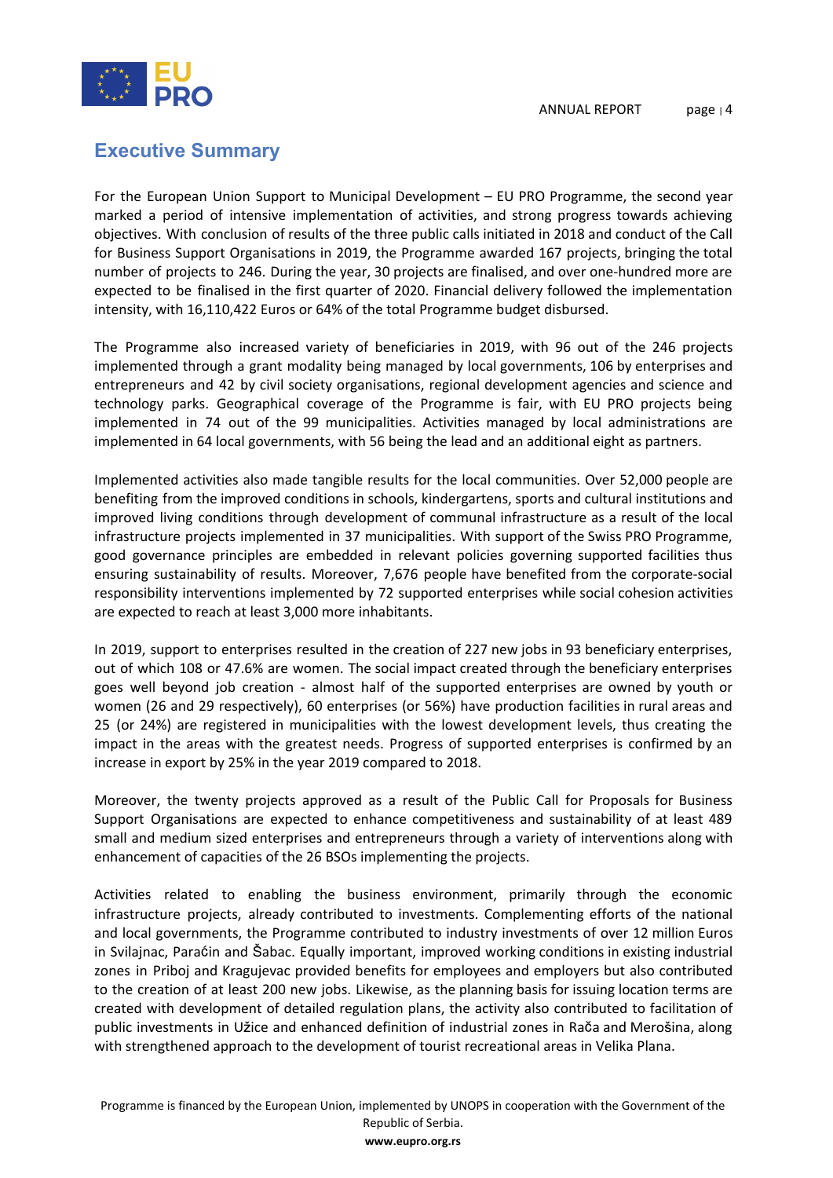## Executive Summary

For the European Union Support to Municipal Development – EU PRO Programme, the second year marked a period of intensive implementation of activities, and strong progress towards achieving objectives. With conclusion of results of the three public calls initiated in 2018 and conduct of the Call for Business Support Organisations in 2019, the Programme awarded 167 projects, bringing the total number of projects to 246. During the year, 30 projects are finalised, and over one-hundred more are expected to be finalised in the first quarter of 2020. Financial delivery followed the implementation intensity, with 16,110,422 Euros or 64% of the total Programme budget disbursed.

The Programme also increased variety of beneficiaries in 2019, with 96 out of the 246 projects implemented through a grant modality being managed by local governments, 106 by enterprises and entrepreneurs and 42 by civil society organisations, regional development agencies and science and technology parks. Geographical coverage of the Programme is fair, with EU PRO projects being implemented in 74 out of the 99 municipalities. Activities managed by local administrations are implemented in 64 local governments, with 56 being the lead and an additional eight as partners.

Implemented activities also made tangible results for the local communities. Over 52,000 people are benefiting from the improved conditions in schools, kindergartens, sports and cultural institutions and improved living conditions through development of communal infrastructure as a result of the local infrastructure projects implemented in 37 municipalities. With support of the Swiss PRO Programme, good governance principles are embedded in relevant policies governing supported facilities thus ensuring sustainability of results. Moreover, 7,676 people have benefited from the corporate-social responsibility interventions implemented by 72 supported enterprises while social cohesion activities are expected to reach at least 3,000 more inhabitants.

In 2019, support to enterprises resulted in the creation of 227 new jobs in 93 beneficiary enterprises, out of which 108 or 47.6% are women. The social impact created through the beneficiary enterprises goes well beyond job creation - almost half of the supported enterprises are owned by youth or women (26 and 29 respectively), 60 enterprises (or 56%) have production facilities in rural areas and 25 (or 24%) are registered in municipalities with the lowest development levels, thus creating the impact in the areas with the greatest needs. Progress of supported enterprises is confirmed by an increase in export by 25% in the year 2019 compared to 2018.

Moreover, the twenty projects approved as a result of the Public Call for Proposals for Business Support Organisations are expected to enhance competitiveness and sustainability of at least 489 small and medium sized enterprises and entrepreneurs through a variety of interventions along with enhancement of capacities of the 26 BSOs implementing the projects.

Activities related to enabling the business environment, primarily through the economic infrastructure projects, already contributed to investments. Complementing efforts of the national and local governments, the Programme contributed to industry investments of over 12 million Euros in Svilajnac, Paraćin and Šabac. Equally important, improved working conditions in existing industrial zones in Priboj and Kragujevac provided benefits for employees and employers but also contributed to the creation of at least 200 new jobs. Likewise, as the planning basis for issuing location terms are created with development of detailed regulation plans, the activity also contributed to facilitation of public investments in Užice and enhanced definition of industrial zones in Rača and Merošina, along with strengthened approach to the development of tourist recreational areas in Velika Plana.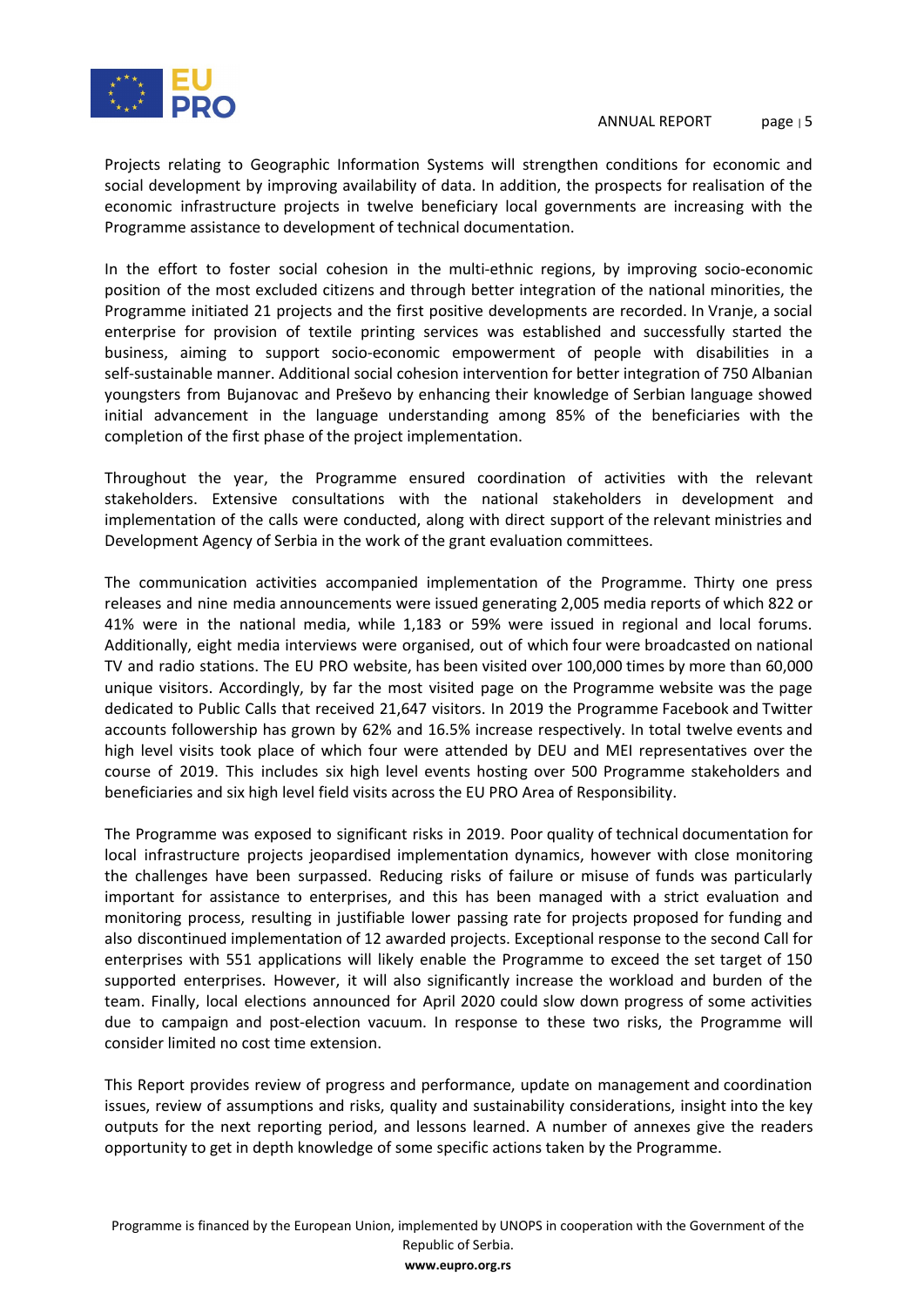Projects relating to Geographic Information Systems will strengthen conditions for economic and social development by improving availability of data. In addition, the prospects for realisation of the economic infrastructure projects in twelve beneficiary local governments are increasing with the Programme assistance to development of technical documentation.

In the effort to foster social cohesion in the multi-ethnic regions, by improving socio-economic position of the most excluded citizens and through better integration of the national minorities, the Programme initiated 21 projects and the first positive developments are recorded. In Vranje, a social enterprise for provision of textile printing services was established and successfully started the business, aiming to support socio-economic empowerment of people with disabilities in a self-sustainable manner. Additional social cohesion intervention for better integration of 750 Albanian youngsters from Bujanovac and Preševo by enhancing their knowledge of Serbian language showed initial advancement in the language understanding among 85% of the beneficiaries with the completion of the first phase of the project implementation.

Throughout the year, the Programme ensured coordination of activities with the relevant stakeholders. Extensive consultations with the national stakeholders in development and implementation of the calls were conducted, along with direct support of the relevant ministries and Development Agency of Serbia in the work of the grant evaluation committees.

The communication activities accompanied implementation of the Programme. Thirty one press releases and nine media announcements were issued generating 2,005 media reports of which 822 or 41% were in the national media, while 1,183 or 59% were issued in regional and local forums. Additionally, eight media interviews were organised, out of which four were broadcasted on national TV and radio stations. The EU PRO website, has been visited over 100,000 times by more than 60,000 unique visitors. Accordingly, by far the most visited page on the Programme website was the page dedicated to Public Calls that received 21,647 visitors. In 2019 the Programme Facebook and Twitter accounts followership has grown by 62% and 16.5% increase respectively. In total twelve events and high level visits took place of which four were attended by DEU and MEI representatives over the course of 2019. This includes six high level events hosting over 500 Programme stakeholders and beneficiaries and six high level field visits across the EU PRO Area of Responsibility.

The Programme was exposed to significant risks in 2019. Poor quality of technical documentation for local infrastructure projects jeopardised implementation dynamics, however with close monitoring the challenges have been surpassed. Reducing risks of failure or misuse of funds was particularly important for assistance to enterprises, and this has been managed with a strict evaluation and monitoring process, resulting in justifiable lower passing rate for projects proposed for funding and also discontinued implementation of 12 awarded projects. Exceptional response to the second Call for enterprises with 551 applications will likely enable the Programme to exceed the set target of 150 supported enterprises. However, it will also significantly increase the workload and burden of the team. Finally, local elections announced for April 2020 could slow down progress of some activities due to campaign and post-election vacuum. In response to these two risks, the Programme will consider limited no cost time extension.

This Report provides review of progress and performance, update on management and coordination issues, review of assumptions and risks, quality and sustainability considerations, insight into the key outputs for the next reporting period, and lessons learned. A number of annexes give the readers opportunity to get in depth knowledge of some specific actions taken by the Programme.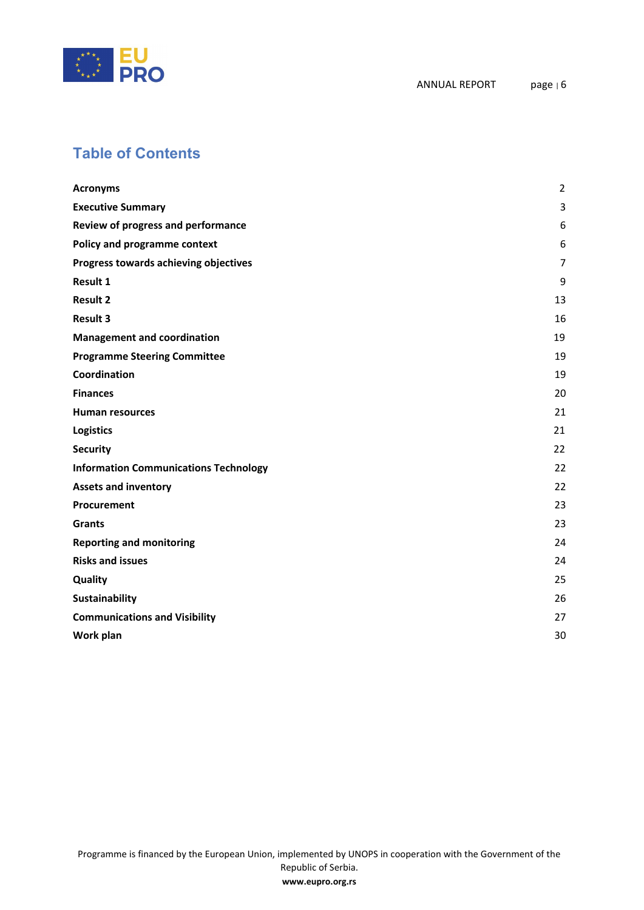# Table of Contents

| | |
|---|---|
| **Acronyms** | 2 |
| **Executive Summary** | 3 |
| **Review of progress and performance** | 6 |
| **Policy and programme context** | 6 |
| **Progress towards achieving objectives** | 7 |
| **Result 1** | 9 |
| **Result 2** | 13 |
| **Result 3** | 16 |
| **Management and coordination** | 19 |
| **Programme Steering Committee** | 19 |
| **Coordination** | 19 |
| **Finances** | 20 |
| **Human resources** | 21 |
| **Logistics** | 21 |
| **Security** | 22 |
| **Information Communications Technology** | 22 |
| **Assets and inventory** | 22 |
| **Procurement** | 23 |
| **Grants** | 23 |
| **Reporting and monitoring** | 24 |
| **Risks and issues** | 24 |
| **Quality** | 25 |
| **Sustainability** | 26 |
| **Communications and Visibility** | 27 |
| **Work plan** | 30 |

Programme is financed by the European Union, implemented by UNOPS in cooperation with the Government of the Republic of Serbia.

**www.eupro.org.rs**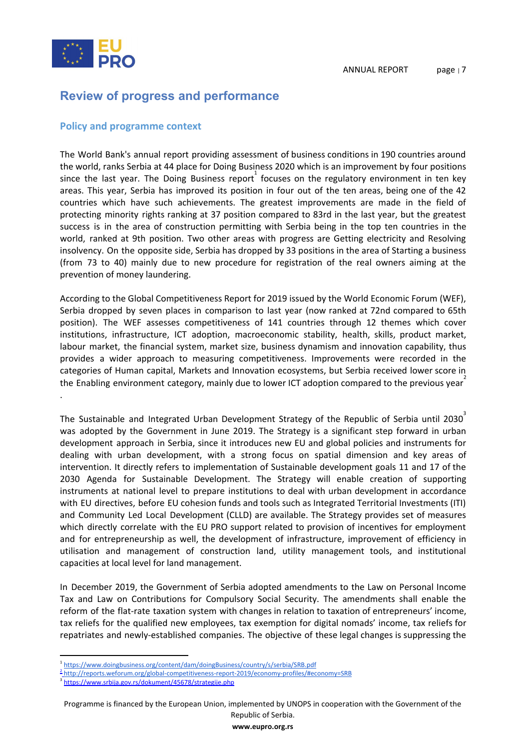## Review of progress and performance

### Policy and programme context

The World Bank's annual report providing assessment of business conditions in 190 countries around the world, ranks Serbia at 44 place for Doing Business 2020 which is an improvement by four positions since the last year. The Doing Business report[1] focuses on the regulatory environment in ten key areas. This year, Serbia has improved its position in four out of the ten areas, being one of the 42 countries which have such achievements. The greatest improvements are made in the field of protecting minority rights ranking at 37 position compared to 83rd in the last year, but the greatest success is in the area of construction permitting with Serbia being in the top ten countries in the world, ranked at 9th position. Two other areas with progress are Getting electricity and Resolving insolvency. On the opposite side, Serbia has dropped by 33 positions in the area of Starting a business (from 73 to 40) mainly due to new procedure for registration of the real owners aiming at the prevention of money laundering.

According to the Global Competitiveness Report for 2019 issued by the World Economic Forum (WEF), Serbia dropped by seven places in comparison to last year (now ranked at 72nd compared to 65th position). The WEF assesses competitiveness of 141 countries through 12 themes which cover institutions, infrastructure, ICT adoption, macroeconomic stability, health, skills, product market, labour market, the financial system, market size, business dynamism and innovation capability, thus provides a wider approach to measuring competitiveness. Improvements were recorded in the categories of Human capital, Markets and Innovation ecosystems, but Serbia received lower score in the Enabling environment category, mainly due to lower ICT adoption compared to the previous year[2].

The Sustainable and Integrated Urban Development Strategy of the Republic of Serbia until 2030[3] was adopted by the Government in June 2019. The Strategy is a significant step forward in urban development approach in Serbia, since it introduces new EU and global policies and instruments for dealing with urban development, with a strong focus on spatial dimension and key areas of intervention. It directly refers to implementation of Sustainable development goals 11 and 17 of the 2030 Agenda for Sustainable Development. The Strategy will enable creation of supporting instruments at national level to prepare institutions to deal with urban development in accordance with EU directives, before EU cohesion funds and tools such as Integrated Territorial Investments (ITI) and Community Led Local Development (CLLD) are available. The Strategy provides set of measures which directly correlate with the EU PRO support related to provision of incentives for employment and for entrepreneurship as well, the development of infrastructure, improvement of efficiency in utilisation and management of construction land, utility management tools, and institutional capacities at local level for land management.

In December 2019, the Government of Serbia adopted amendments to the Law on Personal Income Tax and Law on Contributions for Compulsory Social Security. The amendments shall enable the reform of the flat-rate taxation system with changes in relation to taxation of entrepreneurs' income, tax reliefs for the qualified new employees, tax exemption for digital nomads' income, tax reliefs for repatriates and newly-established companies. The objective of these legal changes is suppressing the

---

[1] https://www.doingbusiness.org/content/dam/doingBusiness/country/s/serbia/SRB.pdf

[2] http://reports.weforum.org/global-competitiveness-report-2019/economy-profiles/#economy=SRB

[3] https://www.srbija.gov.rs/dokument/45678/strategije.php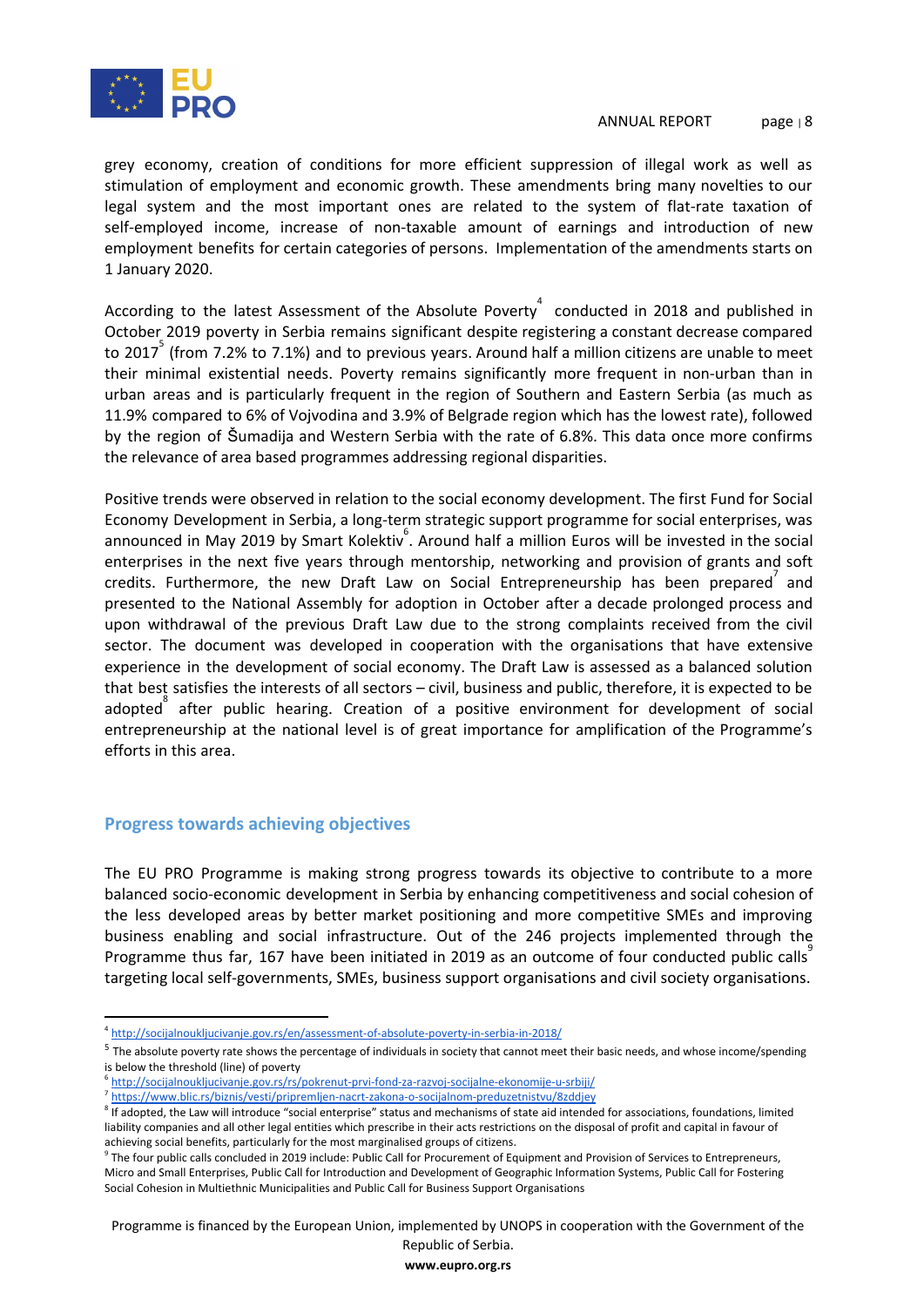grey economy, creation of conditions for more efficient suppression of illegal work as well as stimulation of employment and economic growth. These amendments bring many novelties to our legal system and the most important ones are related to the system of flat-rate taxation of self-employed income, increase of non-taxable amount of earnings and introduction of new employment benefits for certain categories of persons. Implementation of the amendments starts on 1 January 2020.

According to the latest Assessment of the Absolute Poverty[4] conducted in 2018 and published in October 2019 poverty in Serbia remains significant despite registering a constant decrease compared to 2017[5] (from 7.2% to 7.1%) and to previous years. Around half a million citizens are unable to meet their minimal existential needs. Poverty remains significantly more frequent in non-urban than in urban areas and is particularly frequent in the region of Southern and Eastern Serbia (as much as 11.9% compared to 6% of Vojvodina and 3.9% of Belgrade region which has the lowest rate), followed by the region of Šumadija and Western Serbia with the rate of 6.8%. This data once more confirms the relevance of area based programmes addressing regional disparities.

Positive trends were observed in relation to the social economy development. The first Fund for Social Economy Development in Serbia, a long-term strategic support programme for social enterprises, was announced in May 2019 by Smart Kolektiv[6]. Around half a million Euros will be invested in the social enterprises in the next five years through mentorship, networking and provision of grants and soft credits. Furthermore, the new Draft Law on Social Entrepreneurship has been prepared[7] and presented to the National Assembly for adoption in October after a decade prolonged process and upon withdrawal of the previous Draft Law due to the strong complaints received from the civil sector. The document was developed in cooperation with the organisations that have extensive experience in the development of social economy. The Draft Law is assessed as a balanced solution that best satisfies the interests of all sectors – civil, business and public, therefore, it is expected to be adopted[8] after public hearing. Creation of a positive environment for development of social entrepreneurship at the national level is of great importance for amplification of the Programme's efforts in this area.

## Progress towards achieving objectives

The EU PRO Programme is making strong progress towards its objective to contribute to a more balanced socio-economic development in Serbia by enhancing competitiveness and social cohesion of the less developed areas by better market positioning and more competitive SMEs and improving business enabling and social infrastructure. Out of the 246 projects implemented through the Programme thus far, 167 have been initiated in 2019 as an outcome of four conducted public calls[9] targeting local self-governments, SMEs, business support organisations and civil society organisations.

---

[4] http://socijalnoukljucivanje.gov.rs/en/assessment-of-absolute-poverty-in-serbia-in-2018/

[5] The absolute poverty rate shows the percentage of individuals in society that cannot meet their basic needs, and whose income/spending is below the threshold (line) of poverty

[6] http://socijalnoukljucivanje.gov.rs/rs/pokrenut-prvi-fond-za-razvoj-socijalne-ekonomije-u-srbiji/

[7] https://www.blic.rs/biznis/vesti/pripremljen-nacrt-zakona-o-socijalnom-preduzetnistvu/8zddjey

[8] If adopted, the Law will introduce "social enterprise" status and mechanisms of state aid intended for associations, foundations, limited liability companies and all other legal entities which prescribe in their acts restrictions on the disposal of profit and capital in favour of achieving social benefits, particularly for the most marginalised groups of citizens.

[9] The four public calls concluded in 2019 include: Public Call for Procurement of Equipment and Provision of Services to Entrepreneurs, Micro and Small Enterprises, Public Call for Introduction and Development of Geographic Information Systems, Public Call for Fostering Social Cohesion in Multiethnic Municipalities and Public Call for Business Support Organisations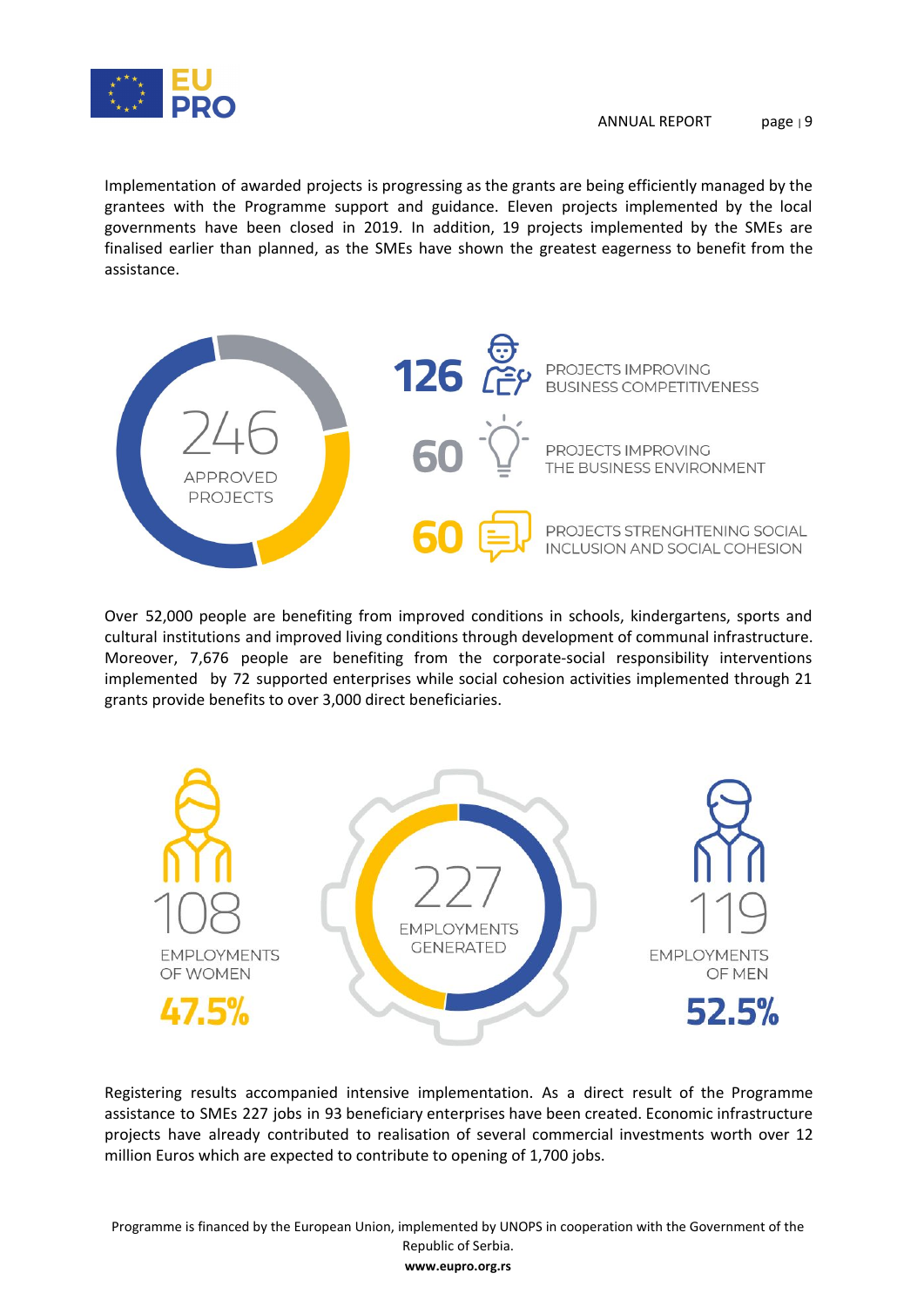Implementation of awarded projects is progressing as the grants are being efficiently managed by the grantees with the Programme support and guidance. Eleven projects implemented by the local governments have been closed in 2019. In addition, 19 projects implemented by the SMEs are finalised earlier than planned, as the SMEs have shown the greatest eagerness to benefit from the assistance.

246 APPROVED PROJECTS

126 PROJECTS IMPROVING BUSINESS COMPETITIVENESS

60 PROJECTS IMPROVING THE BUSINESS ENVIRONMENT

60 PROJECTS STRENGHTENING SOCIAL INCLUSION AND SOCIAL COHESION

Over 52,000 people are benefiting from improved conditions in schools, kindergartens, sports and cultural institutions and improved living conditions through development of communal infrastructure. Moreover, 7,676 people are benefiting from the corporate-social responsibility interventions implemented by 72 supported enterprises while social cohesion activities implemented through 21 grants provide benefits to over 3,000 direct beneficiaries.

108 EMPLOYMENTS OF WOMEN 47.5%

227 EMPLOYMENTS GENERATED

119 EMPLOYMENTS OF MEN 52.5%

Registering results accompanied intensive implementation. As a direct result of the Programme assistance to SMEs 227 jobs in 93 beneficiary enterprises have been created. Economic infrastructure projects have already contributed to realisation of several commercial investments worth over 12 million Euros which are expected to contribute to opening of 1,700 jobs.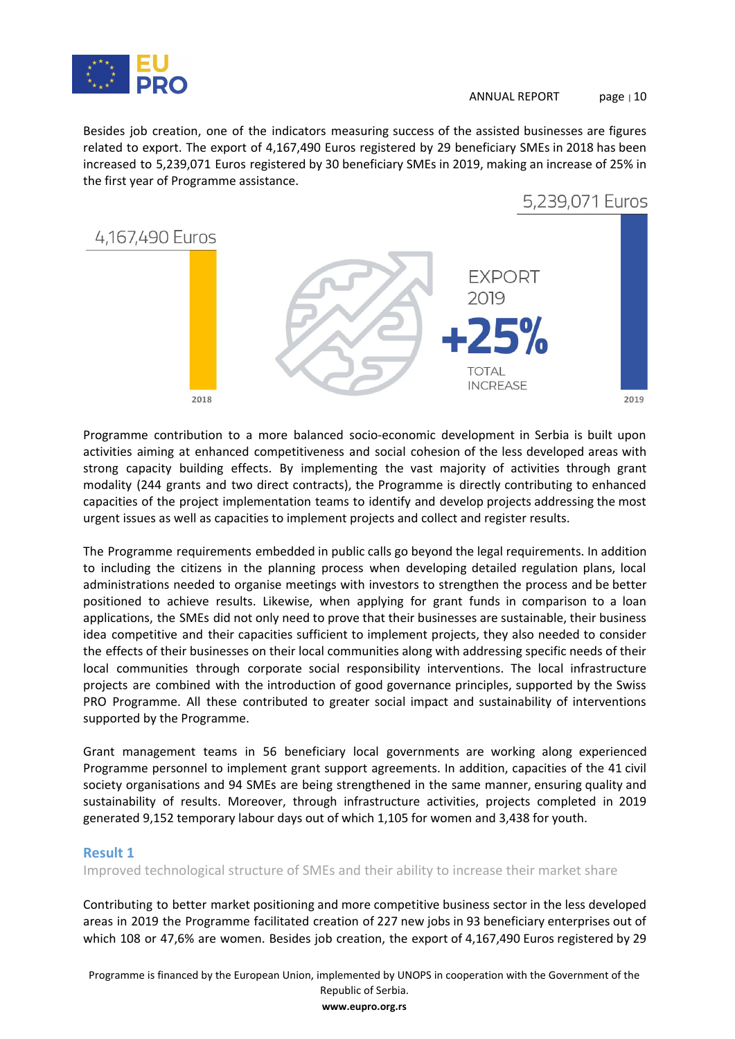Besides job creation, one of the indicators measuring success of the assisted businesses are figures related to export. The export of 4,167,490 Euros registered by 29 beneficiary SMEs in 2018 has been increased to 5,239,071 Euros registered by 30 beneficiary SMEs in 2019, making an increase of 25% in the first year of Programme assistance.

5,239,071 Euros

4,167,490 Euros

EXPORT 2019

+25%

TOTAL INCREASE

2018

2019

Programme contribution to a more balanced socio-economic development in Serbia is built upon activities aiming at enhanced competitiveness and social cohesion of the less developed areas with strong capacity building effects. By implementing the vast majority of activities through grant modality (244 grants and two direct contracts), the Programme is directly contributing to enhanced capacities of the project implementation teams to identify and develop projects addressing the most urgent issues as well as capacities to implement projects and collect and register results.

The Programme requirements embedded in public calls go beyond the legal requirements. In addition to including the citizens in the planning process when developing detailed regulation plans, local administrations needed to organise meetings with investors to strengthen the process and be better positioned to achieve results. Likewise, when applying for grant funds in comparison to a loan applications, the SMEs did not only need to prove that their businesses are sustainable, their business idea competitive and their capacities sufficient to implement projects, they also needed to consider the effects of their businesses on their local communities along with addressing specific needs of their local communities through corporate social responsibility interventions. The local infrastructure projects are combined with the introduction of good governance principles, supported by the Swiss PRO Programme. All these contributed to greater social impact and sustainability of interventions supported by the Programme.

Grant management teams in 56 beneficiary local governments are working along experienced Programme personnel to implement grant support agreements. In addition, capacities of the 41 civil society organisations and 94 SMEs are being strengthened in the same manner, ensuring quality and sustainability of results. Moreover, through infrastructure activities, projects completed in 2019 generated 9,152 temporary labour days out of which 1,105 for women and 3,438 for youth.

## Result 1

Improved technological structure of SMEs and their ability to increase their market share

Contributing to better market positioning and more competitive business sector in the less developed areas in 2019 the Programme facilitated creation of 227 new jobs in 93 beneficiary enterprises out of which 108 or 47,6% are women. Besides job creation, the export of 4,167,490 Euros registered by 29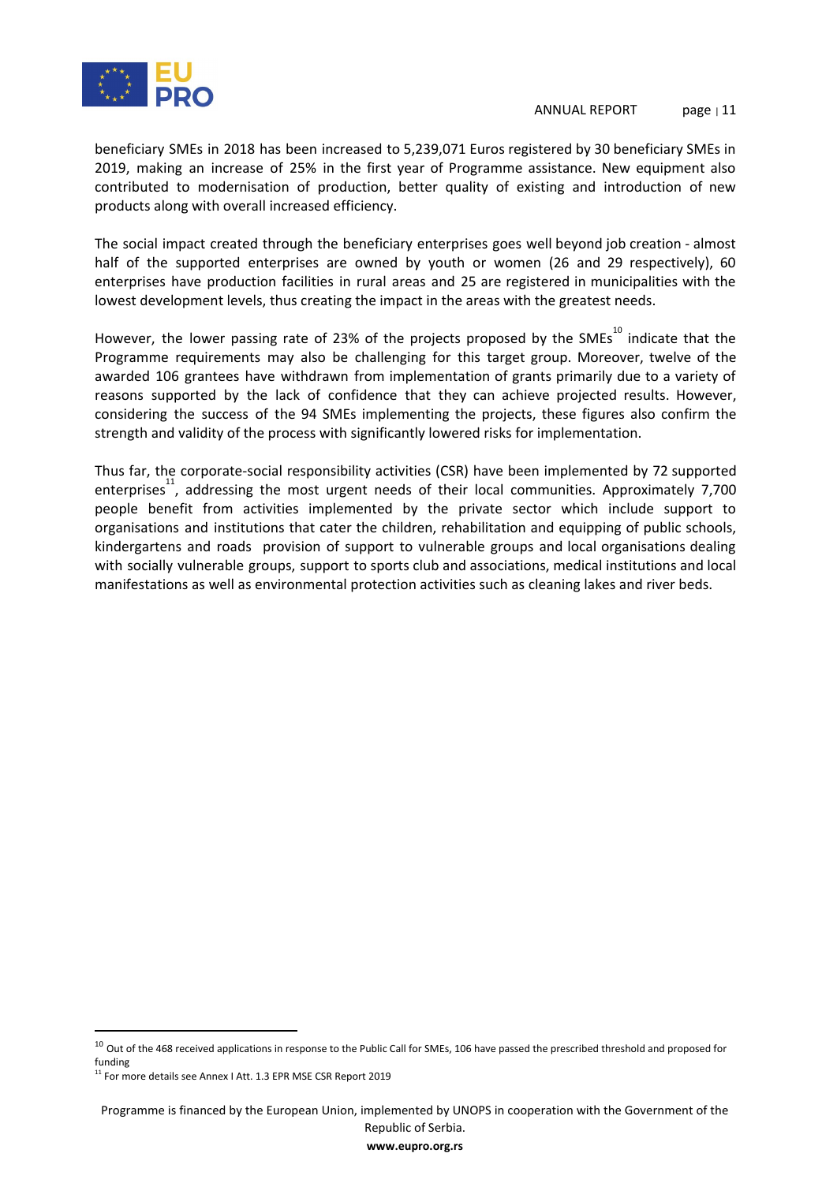beneficiary SMEs in 2018 has been increased to 5,239,071 Euros registered by 30 beneficiary SMEs in 2019, making an increase of 25% in the first year of Programme assistance. New equipment also contributed to modernisation of production, better quality of existing and introduction of new products along with overall increased efficiency.

The social impact created through the beneficiary enterprises goes well beyond job creation - almost half of the supported enterprises are owned by youth or women (26 and 29 respectively), 60 enterprises have production facilities in rural areas and 25 are registered in municipalities with the lowest development levels, thus creating the impact in the areas with the greatest needs.

However, the lower passing rate of 23% of the projects proposed by the SMEs[10] indicate that the Programme requirements may also be challenging for this target group. Moreover, twelve of the awarded 106 grantees have withdrawn from implementation of grants primarily due to a variety of reasons supported by the lack of confidence that they can achieve projected results. However, considering the success of the 94 SMEs implementing the projects, these figures also confirm the strength and validity of the process with significantly lowered risks for implementation.

Thus far, the corporate-social responsibility activities (CSR) have been implemented by 72 supported enterprises[11], addressing the most urgent needs of their local communities. Approximately 7,700 people benefit from activities implemented by the private sector which include support to organisations and institutions that cater the children, rehabilitation and equipping of public schools, kindergartens and roads provision of support to vulnerable groups and local organisations dealing with socially vulnerable groups, support to sports club and associations, medical institutions and local manifestations as well as environmental protection activities such as cleaning lakes and river beds.

---

[10] Out of the 468 received applications in response to the Public Call for SMEs, 106 have passed the prescribed threshold and proposed for funding

[11] For more details see Annex I Att. 1.3 EPR MSE CSR Report 2019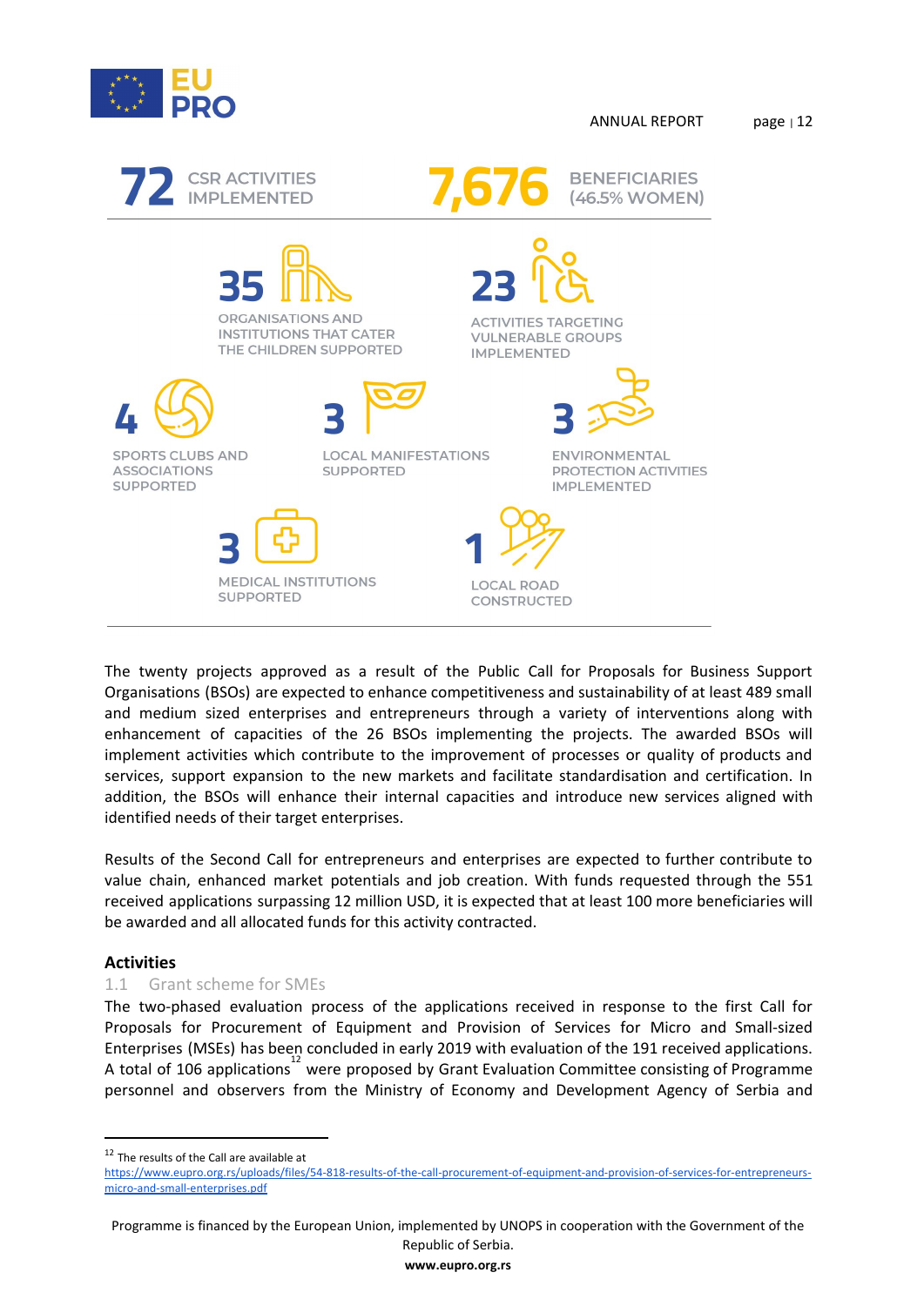**72** CSR ACTIVITIES IMPLEMENTED

**7,676** BENEFICIARIES (46.5% WOMEN)

**35** ORGANISATIONS AND INSTITUTIONS THAT CATER THE CHILDREN SUPPORTED

**23** ACTIVITIES TARGETING VULNERABLE GROUPS IMPLEMENTED

**4** SPORTS CLUBS AND ASSOCIATIONS SUPPORTED

**3** LOCAL MANIFESTATIONS SUPPORTED

**3** ENVIRONMENTAL PROTECTION ACTIVITIES IMPLEMENTED

**3** MEDICAL INSTITUTIONS SUPPORTED

**1** LOCAL ROAD CONSTRUCTED

The twenty projects approved as a result of the Public Call for Proposals for Business Support Organisations (BSOs) are expected to enhance competitiveness and sustainability of at least 489 small and medium sized enterprises and entrepreneurs through a variety of interventions along with enhancement of capacities of the 26 BSOs implementing the projects. The awarded BSOs will implement activities which contribute to the improvement of processes or quality of products and services, support expansion to the new markets and facilitate standardisation and certification. In addition, the BSOs will enhance their internal capacities and introduce new services aligned with identified needs of their target enterprises.

Results of the Second Call for entrepreneurs and enterprises are expected to further contribute to value chain, enhanced market potentials and job creation. With funds requested through the 551 received applications surpassing 12 million USD, it is expected that at least 100 more beneficiaries will be awarded and all allocated funds for this activity contracted.

### Activities

#### 1.1 Grant scheme for SMEs

The two-phased evaluation process of the applications received in response to the first Call for Proposals for Procurement of Equipment and Provision of Services for Micro and Small-sized Enterprises (MSEs) has been concluded in early 2019 with evaluation of the 191 received applications. A total of 106 applications[12] were proposed by Grant Evaluation Committee consisting of Programme personnel and observers from the Ministry of Economy and Development Agency of Serbia and

[12] The results of the Call are available at https://www.eupro.org.rs/uploads/files/54-818-results-of-the-call-procurement-of-equipment-and-provision-of-services-for-entrepreneurs-micro-and-small-enterprises.pdf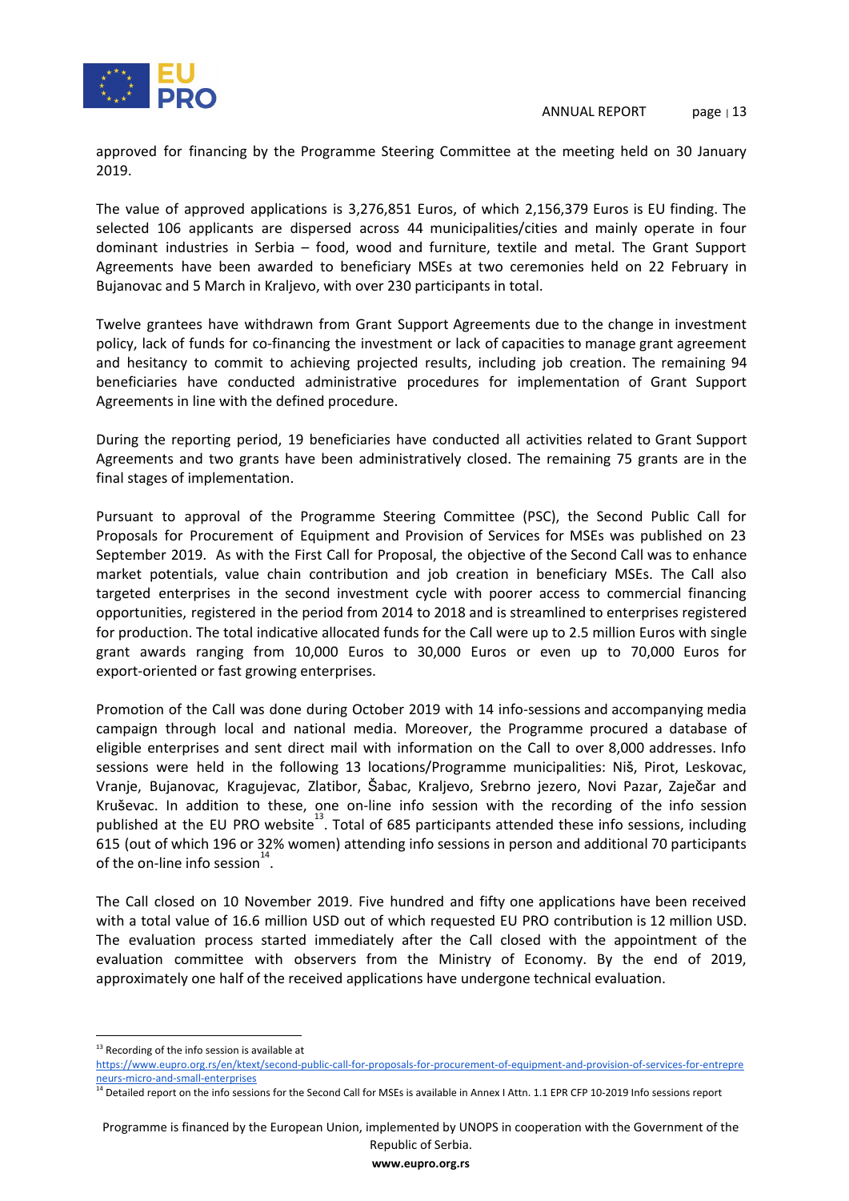approved for financing by the Programme Steering Committee at the meeting held on 30 January 2019.

The value of approved applications is 3,276,851 Euros, of which 2,156,379 Euros is EU finding. The selected 106 applicants are dispersed across 44 municipalities/cities and mainly operate in four dominant industries in Serbia – food, wood and furniture, textile and metal. The Grant Support Agreements have been awarded to beneficiary MSEs at two ceremonies held on 22 February in Bujanovac and 5 March in Kraljevo, with over 230 participants in total.

Twelve grantees have withdrawn from Grant Support Agreements due to the change in investment policy, lack of funds for co-financing the investment or lack of capacities to manage grant agreement and hesitancy to commit to achieving projected results, including job creation. The remaining 94 beneficiaries have conducted administrative procedures for implementation of Grant Support Agreements in line with the defined procedure.

During the reporting period, 19 beneficiaries have conducted all activities related to Grant Support Agreements and two grants have been administratively closed. The remaining 75 grants are in the final stages of implementation.

Pursuant to approval of the Programme Steering Committee (PSC), the Second Public Call for Proposals for Procurement of Equipment and Provision of Services for MSEs was published on 23 September 2019. As with the First Call for Proposal, the objective of the Second Call was to enhance market potentials, value chain contribution and job creation in beneficiary MSEs. The Call also targeted enterprises in the second investment cycle with poorer access to commercial financing opportunities, registered in the period from 2014 to 2018 and is streamlined to enterprises registered for production. The total indicative allocated funds for the Call were up to 2.5 million Euros with single grant awards ranging from 10,000 Euros to 30,000 Euros or even up to 70,000 Euros for export-oriented or fast growing enterprises.

Promotion of the Call was done during October 2019 with 14 info-sessions and accompanying media campaign through local and national media. Moreover, the Programme procured a database of eligible enterprises and sent direct mail with information on the Call to over 8,000 addresses. Info sessions were held in the following 13 locations/Programme municipalities: Niš, Pirot, Leskovac, Vranje, Bujanovac, Kragujevac, Zlatibor, Šabac, Kraljevo, Srebrno jezero, Novi Pazar, Zaječar and Kruševac. In addition to these, one on-line info session with the recording of the info session published at the EU PRO website[13]. Total of 685 participants attended these info sessions, including 615 (out of which 196 or 32% women) attending info sessions in person and additional 70 participants of the on-line info session[14].

The Call closed on 10 November 2019. Five hundred and fifty one applications have been received with a total value of 16.6 million USD out of which requested EU PRO contribution is 12 million USD. The evaluation process started immediately after the Call closed with the appointment of the evaluation committee with observers from the Ministry of Economy. By the end of 2019, approximately one half of the received applications have undergone technical evaluation.

---

[13] Recording of the info session is available at https://www.eupro.org.rs/en/ktext/second-public-call-for-proposals-for-procurement-of-equipment-and-provision-of-services-for-entrepreneurs-micro-and-small-enterprises

[14] Detailed report on the info sessions for the Second Call for MSEs is available in Annex I Attn. 1.1 EPR CFP 10-2019 Info sessions report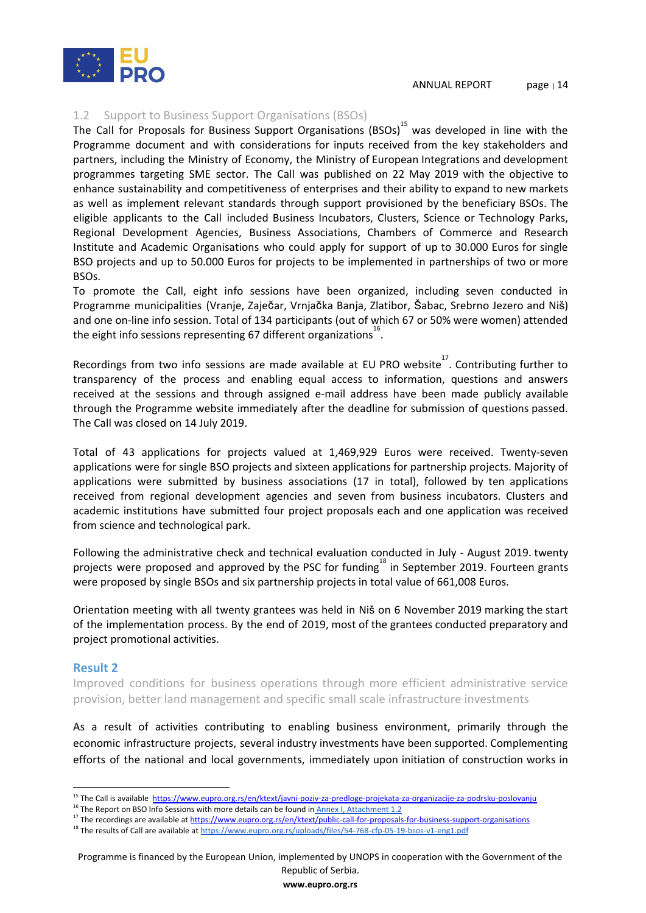### 1.2 Support to Business Support Organisations (BSOs)

The Call for Proposals for Business Support Organisations (BSOs)[15] was developed in line with the Programme document and with considerations for inputs received from the key stakeholders and partners, including the Ministry of Economy, the Ministry of European Integrations and development programmes targeting SME sector. The Call was published on 22 May 2019 with the objective to enhance sustainability and competitiveness of enterprises and their ability to expand to new markets as well as implement relevant standards through support provisioned by the beneficiary BSOs. The eligible applicants to the Call included Business Incubators, Clusters, Science or Technology Parks, Regional Development Agencies, Business Associations, Chambers of Commerce and Research Institute and Academic Organisations who could apply for support of up to 30.000 Euros for single BSO projects and up to 50.000 Euros for projects to be implemented in partnerships of two or more BSOs.

To promote the Call, eight info sessions have been organized, including seven conducted in Programme municipalities (Vranje, Zaječar, Vrnjačka Banja, Zlatibor, Šabac, Srebrno Jezero and Niš) and one on-line info session. Total of 134 participants (out of which 67 or 50% were women) attended the eight info sessions representing 67 different organizations[16].

Recordings from two info sessions are made available at EU PRO website[17]. Contributing further to transparency of the process and enabling equal access to information, questions and answers received at the sessions and through assigned e-mail address have been made publicly available through the Programme website immediately after the deadline for submission of questions passed. The Call was closed on 14 July 2019.

Total of 43 applications for projects valued at 1,469,929 Euros were received. Twenty-seven applications were for single BSO projects and sixteen applications for partnership projects. Majority of applications were submitted by business associations (17 in total), followed by ten applications received from regional development agencies and seven from business incubators. Clusters and academic institutions have submitted four project proposals each and one application was received from science and technological park.

Following the administrative check and technical evaluation conducted in July - August 2019. twenty projects were proposed and approved by the PSC for funding[18] in September 2019. Fourteen grants were proposed by single BSOs and six partnership projects in total value of 661,008 Euros.

Orientation meeting with all twenty grantees was held in Niš on 6 November 2019 marking the start of the implementation process. By the end of 2019, most of the grantees conducted preparatory and project promotional activities.

## Result 2

Improved conditions for business operations through more efficient administrative service provision, better land management and specific small scale infrastructure investments

As a result of activities contributing to enabling business environment, primarily through the economic infrastructure projects, several industry investments have been supported. Complementing efforts of the national and local governments, immediately upon initiation of construction works in

---

[15] The Call is available https://www.eupro.org.rs/en/ktext/javni-poziv-za-predloge-projekata-za-organizacije-za-podrsku-poslovanju

[16] The Report on BSO Info Sessions with more details can be found in Annex I, Attachment 1.2

[17] The recordings are available at https://www.eupro.org.rs/en/ktext/public-call-for-proposals-for-business-support-organisations

[18] The results of Call are available at https://www.eupro.org.rs/uploads/files/54-768-cfp-05-19-bsos-v1-eng1.pdf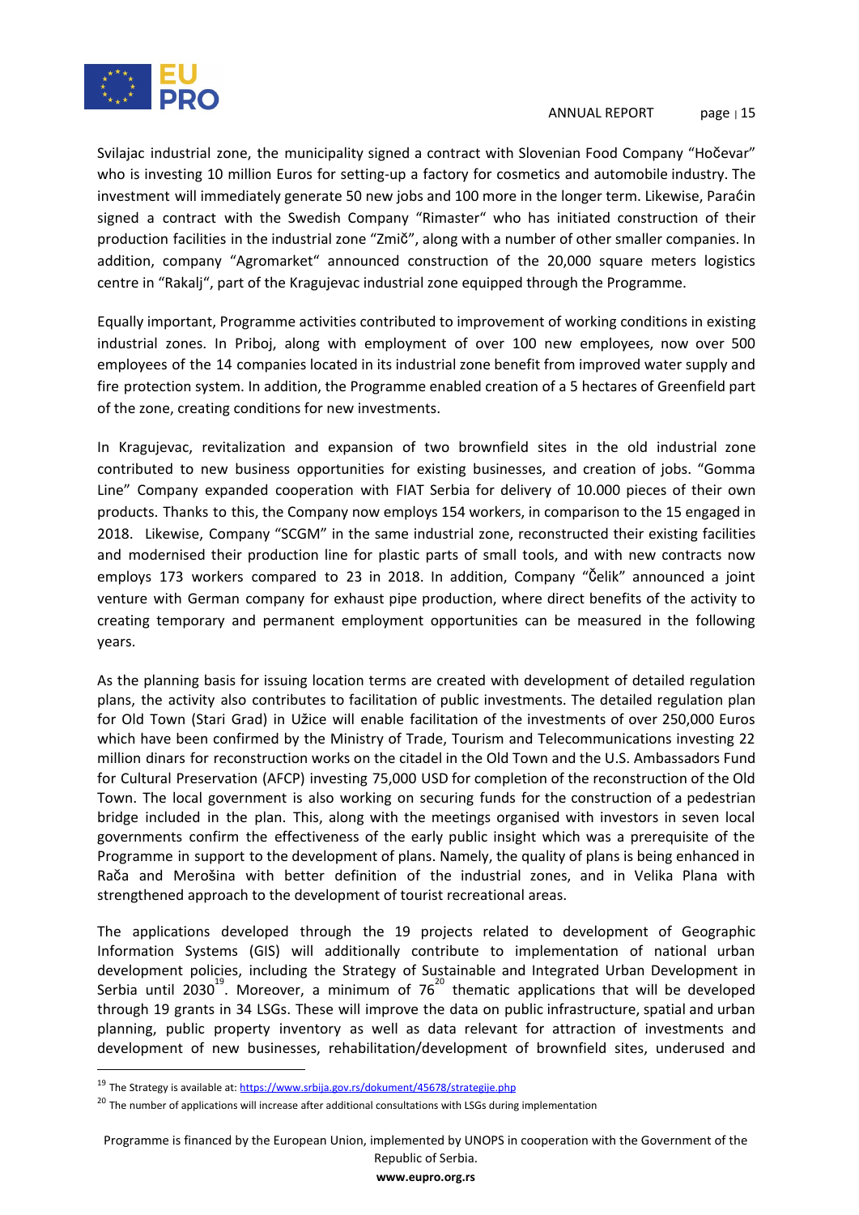Svilajac industrial zone, the municipality signed a contract with Slovenian Food Company "Hočevar" who is investing 10 million Euros for setting-up a factory for cosmetics and automobile industry. The investment will immediately generate 50 new jobs and 100 more in the longer term. Likewise, Paraćin signed a contract with the Swedish Company "Rimaster" who has initiated construction of their production facilities in the industrial zone "Zmič", along with a number of other smaller companies. In addition, company "Agromarket" announced construction of the 20,000 square meters logistics centre in "Rakalj", part of the Kragujevac industrial zone equipped through the Programme.

Equally important, Programme activities contributed to improvement of working conditions in existing industrial zones. In Priboj, along with employment of over 100 new employees, now over 500 employees of the 14 companies located in its industrial zone benefit from improved water supply and fire protection system. In addition, the Programme enabled creation of a 5 hectares of Greenfield part of the zone, creating conditions for new investments.

In Kragujevac, revitalization and expansion of two brownfield sites in the old industrial zone contributed to new business opportunities for existing businesses, and creation of jobs. "Gomma Line" Company expanded cooperation with FIAT Serbia for delivery of 10.000 pieces of their own products. Thanks to this, the Company now employs 154 workers, in comparison to the 15 engaged in 2018. Likewise, Company "SCGM" in the same industrial zone, reconstructed their existing facilities and modernised their production line for plastic parts of small tools, and with new contracts now employs 173 workers compared to 23 in 2018. In addition, Company "Čelik" announced a joint venture with German company for exhaust pipe production, where direct benefits of the activity to creating temporary and permanent employment opportunities can be measured in the following years.

As the planning basis for issuing location terms are created with development of detailed regulation plans, the activity also contributes to facilitation of public investments. The detailed regulation plan for Old Town (Stari Grad) in Užice will enable facilitation of the investments of over 250,000 Euros which have been confirmed by the Ministry of Trade, Tourism and Telecommunications investing 22 million dinars for reconstruction works on the citadel in the Old Town and the U.S. Ambassadors Fund for Cultural Preservation (AFCP) investing 75,000 USD for completion of the reconstruction of the Old Town. The local government is also working on securing funds for the construction of a pedestrian bridge included in the plan. This, along with the meetings organised with investors in seven local governments confirm the effectiveness of the early public insight which was a prerequisite of the Programme in support to the development of plans. Namely, the quality of plans is being enhanced in Rača and Merošina with better definition of the industrial zones, and in Velika Plana with strengthened approach to the development of tourist recreational areas.

The applications developed through the 19 projects related to development of Geographic Information Systems (GIS) will additionally contribute to implementation of national urban development policies, including the Strategy of Sustainable and Integrated Urban Development in Serbia until 2030[19]. Moreover, a minimum of 76[20] thematic applications that will be developed through 19 grants in 34 LSGs. These will improve the data on public infrastructure, spatial and urban planning, public property inventory as well as data relevant for attraction of investments and development of new businesses, rehabilitation/development of brownfield sites, underused and

---

[19] The Strategy is available at: https://www.srbija.gov.rs/dokument/45678/strategije.php

[20] The number of applications will increase after additional consultations with LSGs during implementation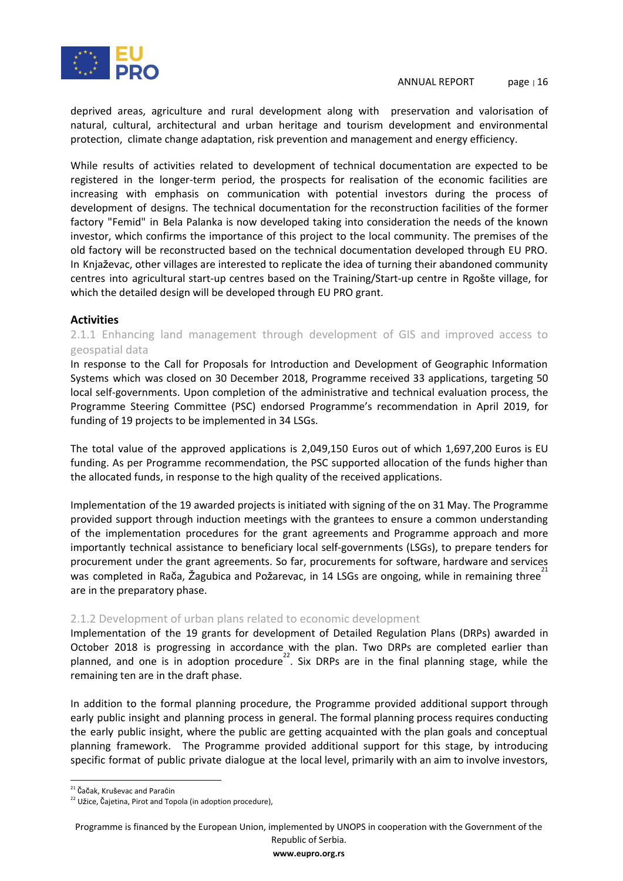deprived areas, agriculture and rural development along with preservation and valorisation of natural, cultural, architectural and urban heritage and tourism development and environmental protection, climate change adaptation, risk prevention and management and energy efficiency.

While results of activities related to development of technical documentation are expected to be registered in the longer-term period, the prospects for realisation of the economic facilities are increasing with emphasis on communication with potential investors during the process of development of designs. The technical documentation for the reconstruction facilities of the former factory "Femid" in Bela Palanka is now developed taking into consideration the needs of the known investor, which confirms the importance of this project to the local community. The premises of the old factory will be reconstructed based on the technical documentation developed through EU PRO. In Knjaževac, other villages are interested to replicate the idea of turning their abandoned community centres into agricultural start-up centres based on the Training/Start-up centre in Rgošte village, for which the detailed design will be developed through EU PRO grant.

**Activities**

### 2.1.1 Enhancing land management through development of GIS and improved access to geospatial data

In response to the Call for Proposals for Introduction and Development of Geographic Information Systems which was closed on 30 December 2018, Programme received 33 applications, targeting 50 local self-governments. Upon completion of the administrative and technical evaluation process, the Programme Steering Committee (PSC) endorsed Programme's recommendation in April 2019, for funding of 19 projects to be implemented in 34 LSGs.

The total value of the approved applications is 2,049,150 Euros out of which 1,697,200 Euros is EU funding. As per Programme recommendation, the PSC supported allocation of the funds higher than the allocated funds, in response to the high quality of the received applications.

Implementation of the 19 awarded projects is initiated with signing of the on 31 May. The Programme provided support through induction meetings with the grantees to ensure a common understanding of the implementation procedures for the grant agreements and Programme approach and more importantly technical assistance to beneficiary local self-governments (LSGs), to prepare tenders for procurement under the grant agreements. So far, procurements for software, hardware and services was completed in Rača, Žagubica and Požarevac, in 14 LSGs are ongoing, while in remaining three[21] are in the preparatory phase.

### 2.1.2 Development of urban plans related to economic development

Implementation of the 19 grants for development of Detailed Regulation Plans (DRPs) awarded in October 2018 is progressing in accordance with the plan. Two DRPs are completed earlier than planned, and one is in adoption procedure[22]. Six DRPs are in the final planning stage, while the remaining ten are in the draft phase.

In addition to the formal planning procedure, the Programme provided additional support through early public insight and planning process in general. The formal planning process requires conducting the early public insight, where the public are getting acquainted with the plan goals and conceptual planning framework. The Programme provided additional support for this stage, by introducing specific format of public private dialogue at the local level, primarily with an aim to involve investors,

---

[21] Čačak, Kruševac and Paraćin

[22] Užice, Čajetina, Pirot and Topola (in adoption procedure),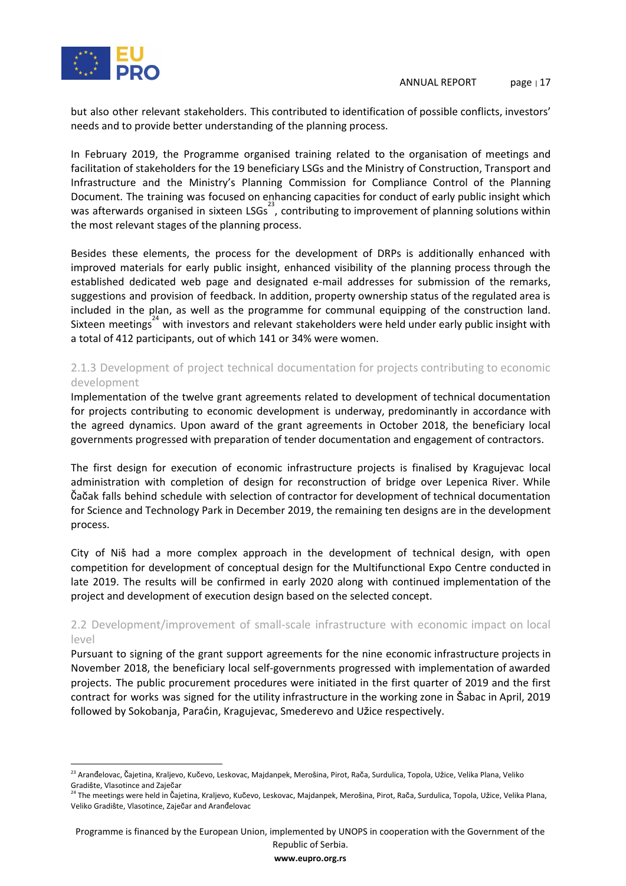but also other relevant stakeholders. This contributed to identification of possible conflicts, investors' needs and to provide better understanding of the planning process.

In February 2019, the Programme organised training related to the organisation of meetings and facilitation of stakeholders for the 19 beneficiary LSGs and the Ministry of Construction, Transport and Infrastructure and the Ministry's Planning Commission for Compliance Control of the Planning Document. The training was focused on enhancing capacities for conduct of early public insight which was afterwards organised in sixteen LSGs[23], contributing to improvement of planning solutions within the most relevant stages of the planning process.

Besides these elements, the process for the development of DRPs is additionally enhanced with improved materials for early public insight, enhanced visibility of the planning process through the established dedicated web page and designated e-mail addresses for submission of the remarks, suggestions and provision of feedback. In addition, property ownership status of the regulated area is included in the plan, as well as the programme for communal equipping of the construction land. Sixteen meetings[24] with investors and relevant stakeholders were held under early public insight with a total of 412 participants, out of which 141 or 34% were women.

### 2.1.3 Development of project technical documentation for projects contributing to economic development

Implementation of the twelve grant agreements related to development of technical documentation for projects contributing to economic development is underway, predominantly in accordance with the agreed dynamics. Upon award of the grant agreements in October 2018, the beneficiary local governments progressed with preparation of tender documentation and engagement of contractors.

The first design for execution of economic infrastructure projects is finalised by Kragujevac local administration with completion of design for reconstruction of bridge over Lepenica River. While Čačak falls behind schedule with selection of contractor for development of technical documentation for Science and Technology Park in December 2019, the remaining ten designs are in the development process.

City of Niš had a more complex approach in the development of technical design, with open competition for development of conceptual design for the Multifunctional Expo Centre conducted in late 2019. The results will be confirmed in early 2020 along with continued implementation of the project and development of execution design based on the selected concept.

## 2.2 Development/improvement of small-scale infrastructure with economic impact on local level

Pursuant to signing of the grant support agreements for the nine economic infrastructure projects in November 2018, the beneficiary local self-governments progressed with implementation of awarded projects. The public procurement procedures were initiated in the first quarter of 2019 and the first contract for works was signed for the utility infrastructure in the working zone in Šabac in April, 2019 followed by Sokobanja, Paraćin, Kragujevac, Smederevo and Užice respectively.

---

[23] Aranđelovac, Čajetina, Kraljevo, Kučevo, Leskovac, Majdanpek, Merošina, Pirot, Rača, Surdulica, Topola, Užice, Velika Plana, Veliko Gradište, Vlasotince and Zaječar

[24] The meetings were held in Čajetina, Kraljevo, Kučevo, Leskovac, Majdanpek, Merošina, Pirot, Rača, Surdulica, Topola, Užice, Velika Plana, Veliko Gradište, Vlasotince, Zaječar and Aranđelovac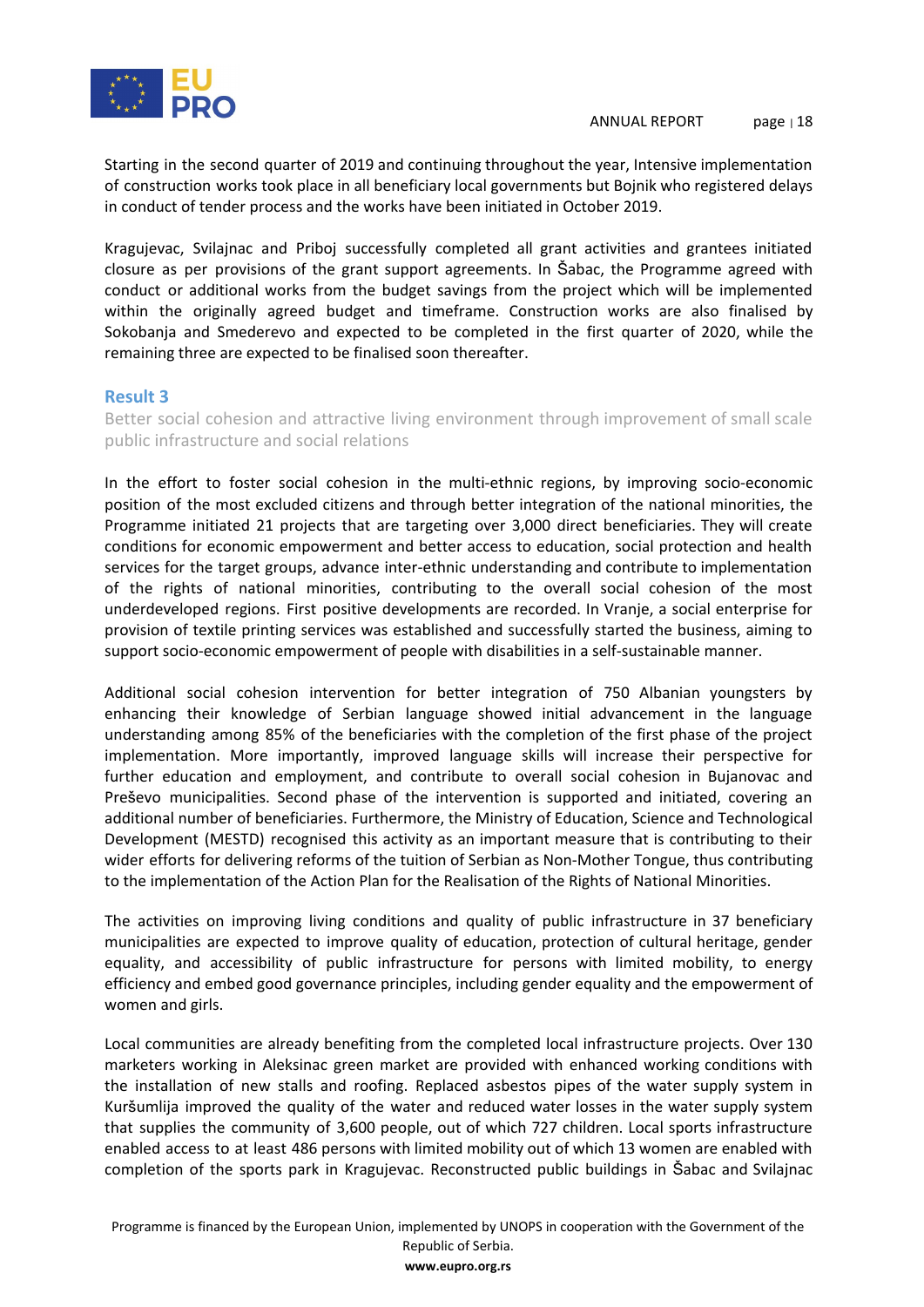Starting in the second quarter of 2019 and continuing throughout the year, Intensive implementation of construction works took place in all beneficiary local governments but Bojnik who registered delays in conduct of tender process and the works have been initiated in October 2019.

Kragujevac, Svilajnac and Priboj successfully completed all grant activities and grantees initiated closure as per provisions of the grant support agreements. In Šabac, the Programme agreed with conduct or additional works from the budget savings from the project which will be implemented within the originally agreed budget and timeframe. Construction works are also finalised by Sokobanja and Smederevo and expected to be completed in the first quarter of 2020, while the remaining three are expected to be finalised soon thereafter.

### Result 3

Better social cohesion and attractive living environment through improvement of small scale public infrastructure and social relations

In the effort to foster social cohesion in the multi-ethnic regions, by improving socio-economic position of the most excluded citizens and through better integration of the national minorities, the Programme initiated 21 projects that are targeting over 3,000 direct beneficiaries. They will create conditions for economic empowerment and better access to education, social protection and health services for the target groups, advance inter-ethnic understanding and contribute to implementation of the rights of national minorities, contributing to the overall social cohesion of the most underdeveloped regions. First positive developments are recorded. In Vranje, a social enterprise for provision of textile printing services was established and successfully started the business, aiming to support socio-economic empowerment of people with disabilities in a self-sustainable manner.

Additional social cohesion intervention for better integration of 750 Albanian youngsters by enhancing their knowledge of Serbian language showed initial advancement in the language understanding among 85% of the beneficiaries with the completion of the first phase of the project implementation. More importantly, improved language skills will increase their perspective for further education and employment, and contribute to overall social cohesion in Bujanovac and Preševo municipalities. Second phase of the intervention is supported and initiated, covering an additional number of beneficiaries. Furthermore, the Ministry of Education, Science and Technological Development (MESTD) recognised this activity as an important measure that is contributing to their wider efforts for delivering reforms of the tuition of Serbian as Non-Mother Tongue, thus contributing to the implementation of the Action Plan for the Realisation of the Rights of National Minorities.

The activities on improving living conditions and quality of public infrastructure in 37 beneficiary municipalities are expected to improve quality of education, protection of cultural heritage, gender equality, and accessibility of public infrastructure for persons with limited mobility, to energy efficiency and embed good governance principles, including gender equality and the empowerment of women and girls.

Local communities are already benefiting from the completed local infrastructure projects. Over 130 marketers working in Aleksinac green market are provided with enhanced working conditions with the installation of new stalls and roofing. Replaced asbestos pipes of the water supply system in Kuršumlija improved the quality of the water and reduced water losses in the water supply system that supplies the community of 3,600 people, out of which 727 children. Local sports infrastructure enabled access to at least 486 persons with limited mobility out of which 13 women are enabled with completion of the sports park in Kragujevac. Reconstructed public buildings in Šabac and Svilajnac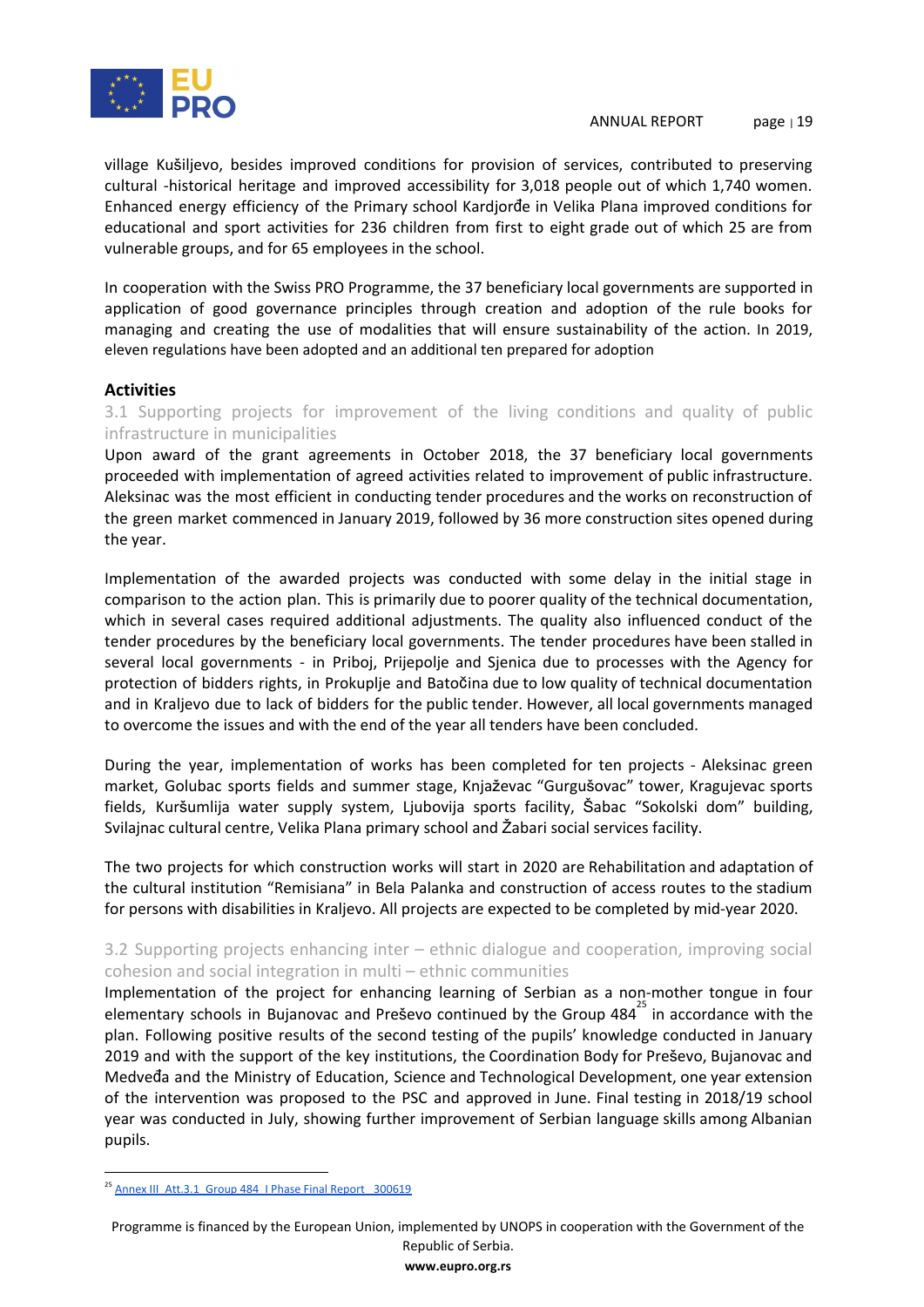village Kušiljevo, besides improved conditions for provision of services, contributed to preserving cultural -historical heritage and improved accessibility for 3,018 people out of which 1,740 women. Enhanced energy efficiency of the Primary school Kardjorđe in Velika Plana improved conditions for educational and sport activities for 236 children from first to eight grade out of which 25 are from vulnerable groups, and for 65 employees in the school.

In cooperation with the Swiss PRO Programme, the 37 beneficiary local governments are supported in application of good governance principles through creation and adoption of the rule books for managing and creating the use of modalities that will ensure sustainability of the action. In 2019, eleven regulations have been adopted and an additional ten prepared for adoption

**Activities**

### 3.1 Supporting projects for improvement of the living conditions and quality of public infrastructure in municipalities

Upon award of the grant agreements in October 2018, the 37 beneficiary local governments proceeded with implementation of agreed activities related to improvement of public infrastructure. Aleksinac was the most efficient in conducting tender procedures and the works on reconstruction of the green market commenced in January 2019, followed by 36 more construction sites opened during the year.

Implementation of the awarded projects was conducted with some delay in the initial stage in comparison to the action plan. This is primarily due to poorer quality of the technical documentation, which in several cases required additional adjustments. The quality also influenced conduct of the tender procedures by the beneficiary local governments. The tender procedures have been stalled in several local governments - in Priboj, Prijepolje and Sjenica due to processes with the Agency for protection of bidders rights, in Prokuplje and Batočina due to low quality of technical documentation and in Kraljevo due to lack of bidders for the public tender. However, all local governments managed to overcome the issues and with the end of the year all tenders have been concluded.

During the year, implementation of works has been completed for ten projects - Aleksinac green market, Golubac sports fields and summer stage, Knjaževac "Gurgušovac" tower, Kragujevac sports fields, Kuršumlija water supply system, Ljubovija sports facility, Šabac "Sokolski dom" building, Svilajnac cultural centre, Velika Plana primary school and Žabari social services facility.

The two projects for which construction works will start in 2020 are Rehabilitation and adaptation of the cultural institution "Remisiana" in Bela Palanka and construction of access routes to the stadium for persons with disabilities in Kraljevo. All projects are expected to be completed by mid-year 2020.

### 3.2 Supporting projects enhancing inter – ethnic dialogue and cooperation, improving social cohesion and social integration in multi – ethnic communities

Implementation of the project for enhancing learning of Serbian as a non-mother tongue in four elementary schools in Bujanovac and Preševo continued by the Group 484[25] in accordance with the plan. Following positive results of the second testing of the pupils' knowledge conducted in January 2019 and with the support of the key institutions, the Coordination Body for Preševo, Bujanovac and Medveđa and the Ministry of Education, Science and Technological Development, one year extension of the intervention was proposed to the PSC and approved in June. Final testing in 2018/19 school year was conducted in July, showing further improvement of Serbian language skills among Albanian pupils.

[25] Annex III_Att.3.1_Group 484_I Phase Final Report_300619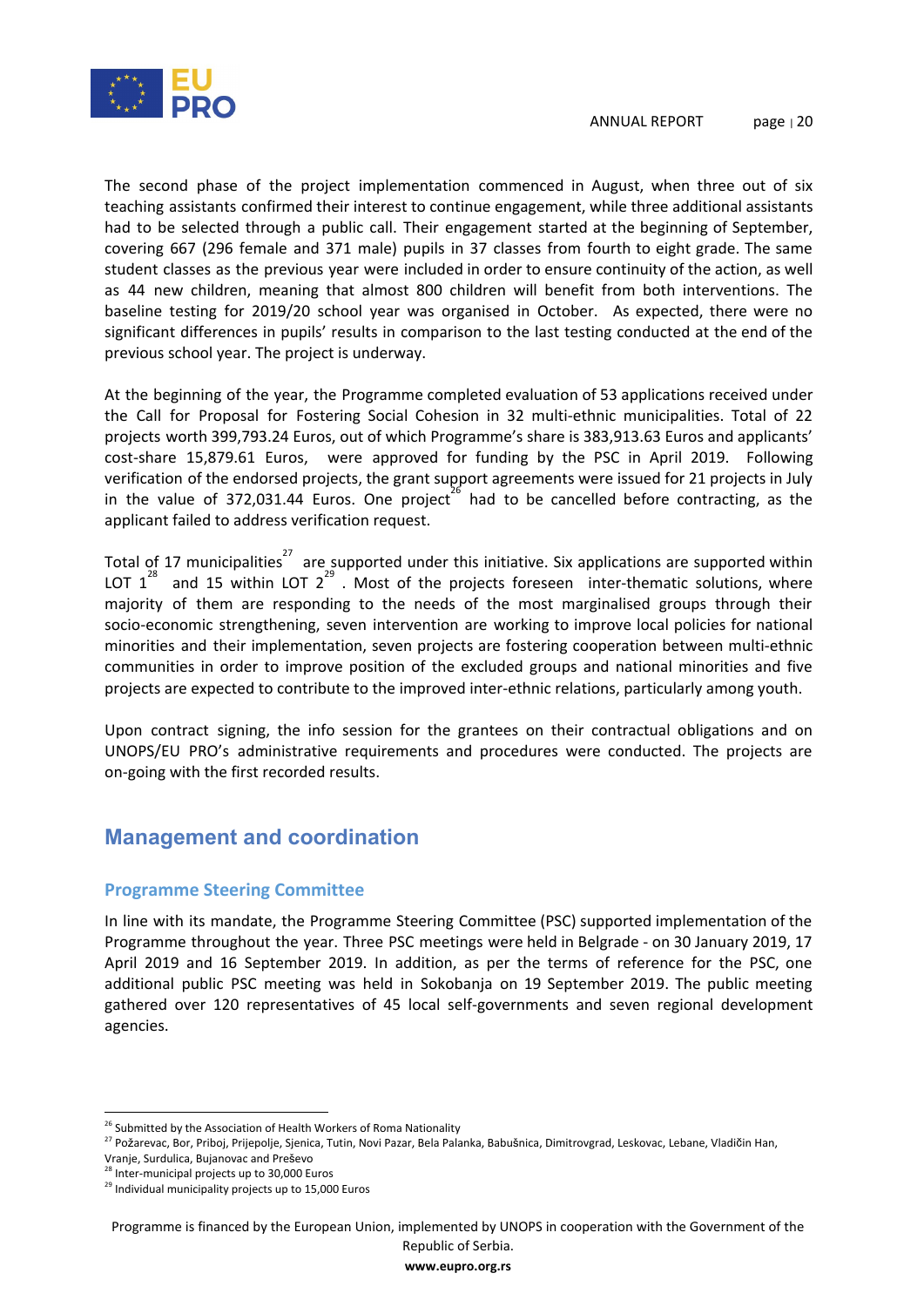The second phase of the project implementation commenced in August, when three out of six teaching assistants confirmed their interest to continue engagement, while three additional assistants had to be selected through a public call. Their engagement started at the beginning of September, covering 667 (296 female and 371 male) pupils in 37 classes from fourth to eight grade. The same student classes as the previous year were included in order to ensure continuity of the action, as well as 44 new children, meaning that almost 800 children will benefit from both interventions. The baseline testing for 2019/20 school year was organised in October. As expected, there were no significant differences in pupils' results in comparison to the last testing conducted at the end of the previous school year. The project is underway.

At the beginning of the year, the Programme completed evaluation of 53 applications received under the Call for Proposal for Fostering Social Cohesion in 32 multi-ethnic municipalities. Total of 22 projects worth 399,793.24 Euros, out of which Programme's share is 383,913.63 Euros and applicants' cost-share 15,879.61 Euros, were approved for funding by the PSC in April 2019. Following verification of the endorsed projects, the grant support agreements were issued for 21 projects in July in the value of 372,031.44 Euros. One project[26] had to be cancelled before contracting, as the applicant failed to address verification request.

Total of 17 municipalities[27] are supported under this initiative. Six applications are supported within LOT 1[28] and 15 within LOT 2[29]. Most of the projects foreseen inter-thematic solutions, where majority of them are responding to the needs of the most marginalised groups through their socio-economic strengthening, seven intervention are working to improve local policies for national minorities and their implementation, seven projects are fostering cooperation between multi-ethnic communities in order to improve position of the excluded groups and national minorities and five projects are expected to contribute to the improved inter-ethnic relations, particularly among youth.

Upon contract signing, the info session for the grantees on their contractual obligations and on UNOPS/EU PRO's administrative requirements and procedures were conducted. The projects are on-going with the first recorded results.

## Management and coordination

### Programme Steering Committee

In line with its mandate, the Programme Steering Committee (PSC) supported implementation of the Programme throughout the year. Three PSC meetings were held in Belgrade - on 30 January 2019, 17 April 2019 and 16 September 2019. In addition, as per the terms of reference for the PSC, one additional public PSC meeting was held in Sokobanja on 19 September 2019. The public meeting gathered over 120 representatives of 45 local self-governments and seven regional development agencies.

---

[26] Submitted by the Association of Health Workers of Roma Nationality

[27] Požarevac, Bor, Priboj, Prijepolje, Sjenica, Tutin, Novi Pazar, Bela Palanka, Babušnica, Dimitrovgrad, Leskovac, Lebane, Vladičin Han, Vranje, Surdulica, Bujanovac and Preševo

[28] Inter-municipal projects up to 30,000 Euros

[29] Individual municipality projects up to 15,000 Euros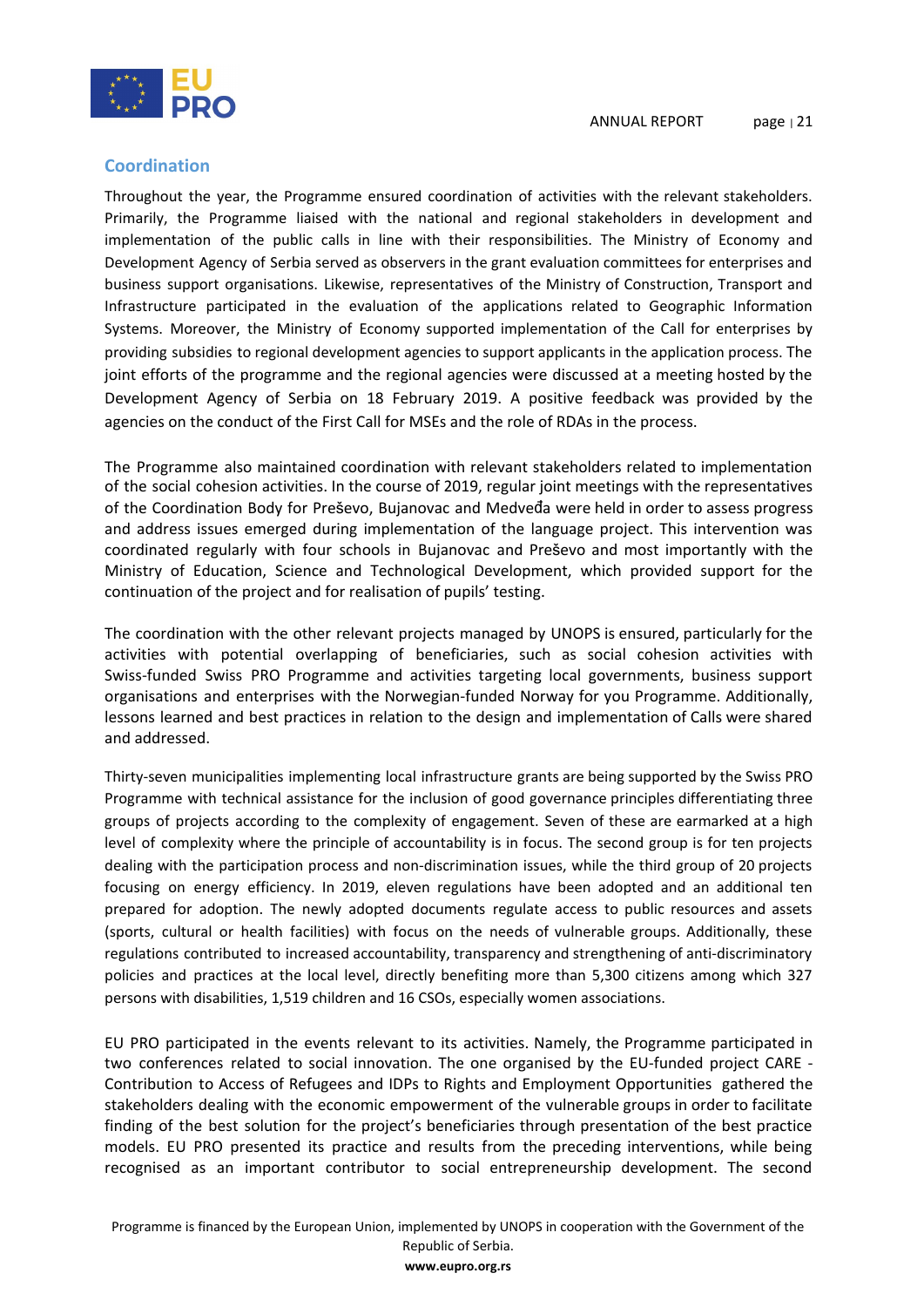## Coordination

Throughout the year, the Programme ensured coordination of activities with the relevant stakeholders. Primarily, the Programme liaised with the national and regional stakeholders in development and implementation of the public calls in line with their responsibilities. The Ministry of Economy and Development Agency of Serbia served as observers in the grant evaluation committees for enterprises and business support organisations. Likewise, representatives of the Ministry of Construction, Transport and Infrastructure participated in the evaluation of the applications related to Geographic Information Systems. Moreover, the Ministry of Economy supported implementation of the Call for enterprises by providing subsidies to regional development agencies to support applicants in the application process. The joint efforts of the programme and the regional agencies were discussed at a meeting hosted by the Development Agency of Serbia on 18 February 2019. A positive feedback was provided by the agencies on the conduct of the First Call for MSEs and the role of RDAs in the process.

The Programme also maintained coordination with relevant stakeholders related to implementation of the social cohesion activities. In the course of 2019, regular joint meetings with the representatives of the Coordination Body for Preševo, Bujanovac and Medveđa were held in order to assess progress and address issues emerged during implementation of the language project. This intervention was coordinated regularly with four schools in Bujanovac and Preševo and most importantly with the Ministry of Education, Science and Technological Development, which provided support for the continuation of the project and for realisation of pupils' testing.

The coordination with the other relevant projects managed by UNOPS is ensured, particularly for the activities with potential overlapping of beneficiaries, such as social cohesion activities with Swiss-funded Swiss PRO Programme and activities targeting local governments, business support organisations and enterprises with the Norwegian-funded Norway for you Programme. Additionally, lessons learned and best practices in relation to the design and implementation of Calls were shared and addressed.

Thirty-seven municipalities implementing local infrastructure grants are being supported by the Swiss PRO Programme with technical assistance for the inclusion of good governance principles differentiating three groups of projects according to the complexity of engagement. Seven of these are earmarked at a high level of complexity where the principle of accountability is in focus. The second group is for ten projects dealing with the participation process and non-discrimination issues, while the third group of 20 projects focusing on energy efficiency. In 2019, eleven regulations have been adopted and an additional ten prepared for adoption. The newly adopted documents regulate access to public resources and assets (sports, cultural or health facilities) with focus on the needs of vulnerable groups. Additionally, these regulations contributed to increased accountability, transparency and strengthening of anti-discriminatory policies and practices at the local level, directly benefiting more than 5,300 citizens among which 327 persons with disabilities, 1,519 children and 16 CSOs, especially women associations.

EU PRO participated in the events relevant to its activities. Namely, the Programme participated in two conferences related to social innovation. The one organised by the EU-funded project CARE - Contribution to Access of Refugees and IDPs to Rights and Employment Opportunities gathered the stakeholders dealing with the economic empowerment of the vulnerable groups in order to facilitate finding of the best solution for the project's beneficiaries through presentation of the best practice models. EU PRO presented its practice and results from the preceding interventions, while being recognised as an important contributor to social entrepreneurship development. The second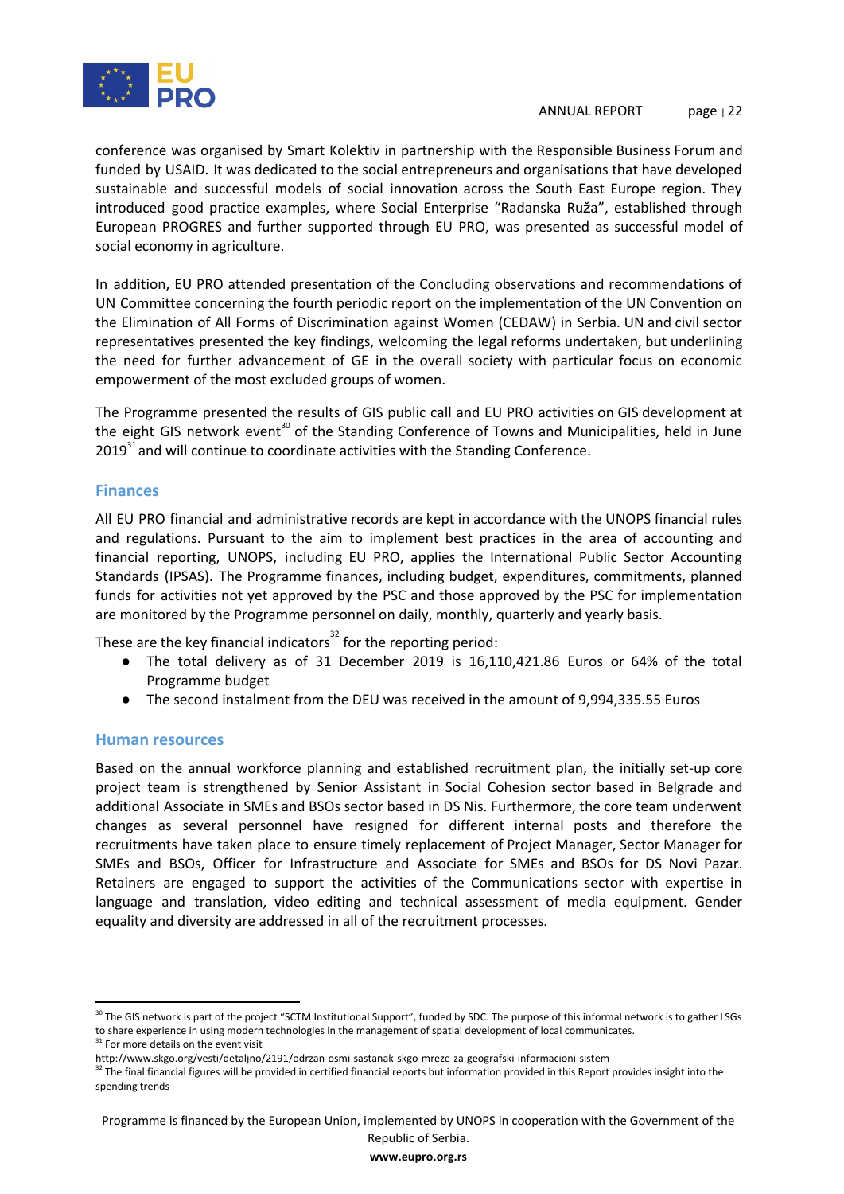conference was organised by Smart Kolektiv in partnership with the Responsible Business Forum and funded by USAID. It was dedicated to the social entrepreneurs and organisations that have developed sustainable and successful models of social innovation across the South East Europe region. They introduced good practice examples, where Social Enterprise "Radanska Ruža", established through European PROGRES and further supported through EU PRO, was presented as successful model of social economy in agriculture.

In addition, EU PRO attended presentation of the Concluding observations and recommendations of UN Committee concerning the fourth periodic report on the implementation of the UN Convention on the Elimination of All Forms of Discrimination against Women (CEDAW) in Serbia. UN and civil sector representatives presented the key findings, welcoming the legal reforms undertaken, but underlining the need for further advancement of GE in the overall society with particular focus on economic empowerment of the most excluded groups of women.

The Programme presented the results of GIS public call and EU PRO activities on GIS development at the eight GIS network event[30] of the Standing Conference of Towns and Municipalities, held in June 2019[31] and will continue to coordinate activities with the Standing Conference.

## Finances

All EU PRO financial and administrative records are kept in accordance with the UNOPS financial rules and regulations. Pursuant to the aim to implement best practices in the area of accounting and financial reporting, UNOPS, including EU PRO, applies the International Public Sector Accounting Standards (IPSAS). The Programme finances, including budget, expenditures, commitments, planned funds for activities not yet approved by the PSC and those approved by the PSC for implementation are monitored by the Programme personnel on daily, monthly, quarterly and yearly basis.

These are the key financial indicators[32] for the reporting period:

- The total delivery as of 31 December 2019 is 16,110,421.86 Euros or 64% of the total Programme budget
- The second instalment from the DEU was received in the amount of 9,994,335.55 Euros

## Human resources

Based on the annual workforce planning and established recruitment plan, the initially set-up core project team is strengthened by Senior Assistant in Social Cohesion sector based in Belgrade and additional Associate in SMEs and BSOs sector based in DS Nis. Furthermore, the core team underwent changes as several personnel have resigned for different internal posts and therefore the recruitments have taken place to ensure timely replacement of Project Manager, Sector Manager for SMEs and BSOs, Officer for Infrastructure and Associate for SMEs and BSOs for DS Novi Pazar. Retainers are engaged to support the activities of the Communications sector with expertise in language and translation, video editing and technical assessment of media equipment. Gender equality and diversity are addressed in all of the recruitment processes.

---

[30] The GIS network is part of the project "SCTM Institutional Support", funded by SDC. The purpose of this informal network is to gather LSGs to share experience in using modern technologies in the management of spatial development of local communicates.

[31] For more details on the event visit http://www.skgo.org/vesti/detaljno/2191/odrzan-osmi-sastanak-skgo-mreze-za-geografski-informacioni-sistem

[32] The final financial figures will be provided in certified financial reports but information provided in this Report provides insight into the spending trends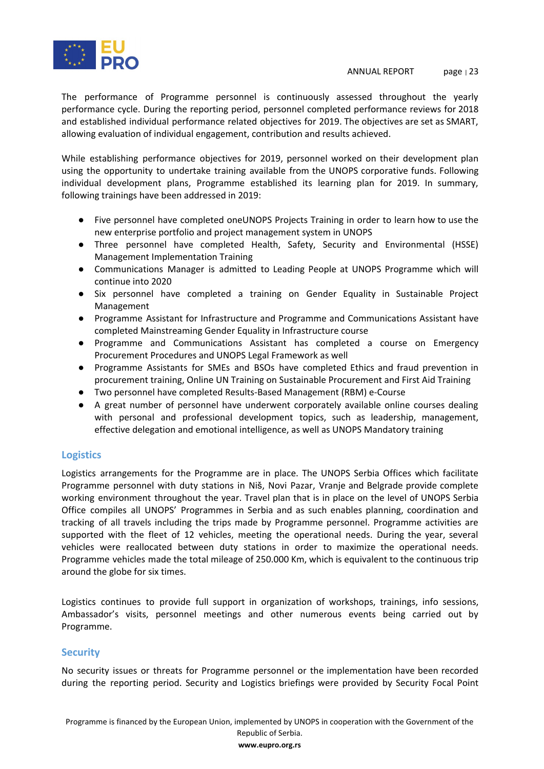The performance of Programme personnel is continuously assessed throughout the yearly performance cycle. During the reporting period, personnel completed performance reviews for 2018 and established individual performance related objectives for 2019. The objectives are set as SMART, allowing evaluation of individual engagement, contribution and results achieved.

While establishing performance objectives for 2019, personnel worked on their development plan using the opportunity to undertake training available from the UNOPS corporative funds. Following individual development plans, Programme established its learning plan for 2019. In summary, following trainings have been addressed in 2019:

- Five personnel have completed oneUNOPS Projects Training in order to learn how to use the new enterprise portfolio and project management system in UNOPS
- Three personnel have completed Health, Safety, Security and Environmental (HSSE) Management Implementation Training
- Communications Manager is admitted to Leading People at UNOPS Programme which will continue into 2020
- Six personnel have completed a training on Gender Equality in Sustainable Project Management
- Programme Assistant for Infrastructure and Programme and Communications Assistant have completed Mainstreaming Gender Equality in Infrastructure course
- Programme and Communications Assistant has completed a course on Emergency Procurement Procedures and UNOPS Legal Framework as well
- Programme Assistants for SMEs and BSOs have completed Ethics and fraud prevention in procurement training, Online UN Training on Sustainable Procurement and First Aid Training
- Two personnel have completed Results-Based Management (RBM) e-Course
- A great number of personnel have underwent corporately available online courses dealing with personal and professional development topics, such as leadership, management, effective delegation and emotional intelligence, as well as UNOPS Mandatory training

## Logistics

Logistics arrangements for the Programme are in place. The UNOPS Serbia Offices which facilitate Programme personnel with duty stations in Niš, Novi Pazar, Vranje and Belgrade provide complete working environment throughout the year. Travel plan that is in place on the level of UNOPS Serbia Office compiles all UNOPS' Programmes in Serbia and as such enables planning, coordination and tracking of all travels including the trips made by Programme personnel. Programme activities are supported with the fleet of 12 vehicles, meeting the operational needs. During the year, several vehicles were reallocated between duty stations in order to maximize the operational needs. Programme vehicles made the total mileage of 250.000 Km, which is equivalent to the continuous trip around the globe for six times.

Logistics continues to provide full support in organization of workshops, trainings, info sessions, Ambassador's visits, personnel meetings and other numerous events being carried out by Programme.

## Security

No security issues or threats for Programme personnel or the implementation have been recorded during the reporting period. Security and Logistics briefings were provided by Security Focal Point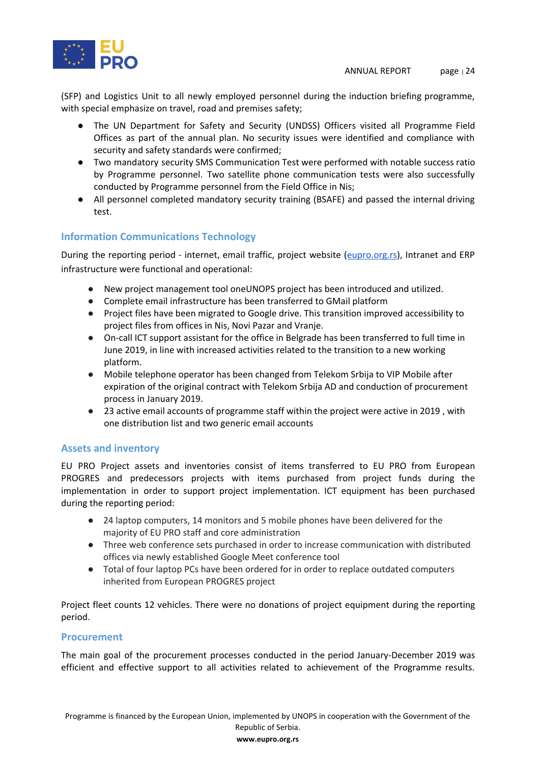(SFP) and Logistics Unit to all newly employed personnel during the induction briefing programme, with special emphasize on travel, road and premises safety;

- The UN Department for Safety and Security (UNDSS) Officers visited all Programme Field Offices as part of the annual plan. No security issues were identified and compliance with security and safety standards were confirmed;
- Two mandatory security SMS Communication Test were performed with notable success ratio by Programme personnel. Two satellite phone communication tests were also successfully conducted by Programme personnel from the Field Office in Nis;
- All personnel completed mandatory security training (BSAFE) and passed the internal driving test.

### Information Communications Technology

During the reporting period - internet, email traffic, project website (eupro.org.rs), Intranet and ERP infrastructure were functional and operational:

- New project management tool oneUNOPS project has been introduced and utilized.
- Complete email infrastructure has been transferred to GMail platform
- Project files have been migrated to Google drive. This transition improved accessibility to project files from offices in Nis, Novi Pazar and Vranje.
- On-call ICT support assistant for the office in Belgrade has been transferred to full time in June 2019, in line with increased activities related to the transition to a new working platform.
- Mobile telephone operator has been changed from Telekom Srbija to VIP Mobile after expiration of the original contract with Telekom Srbija AD and conduction of procurement process in January 2019.
- 23 active email accounts of programme staff within the project were active in 2019 , with one distribution list and two generic email accounts

### Assets and inventory

EU PRO Project assets and inventories consist of items transferred to EU PRO from European PROGRES and predecessors projects with items purchased from project funds during the implementation in order to support project implementation. ICT equipment has been purchased during the reporting period:

- 24 laptop computers, 14 monitors and 5 mobile phones have been delivered for the majority of EU PRO staff and core administration
- Three web conference sets purchased in order to increase communication with distributed offices via newly established Google Meet conference tool
- Total of four laptop PCs have been ordered for in order to replace outdated computers inherited from European PROGRES project

Project fleet counts 12 vehicles. There were no donations of project equipment during the reporting period.

### Procurement

The main goal of the procurement processes conducted in the period January-December 2019 was efficient and effective support to all activities related to achievement of the Programme results.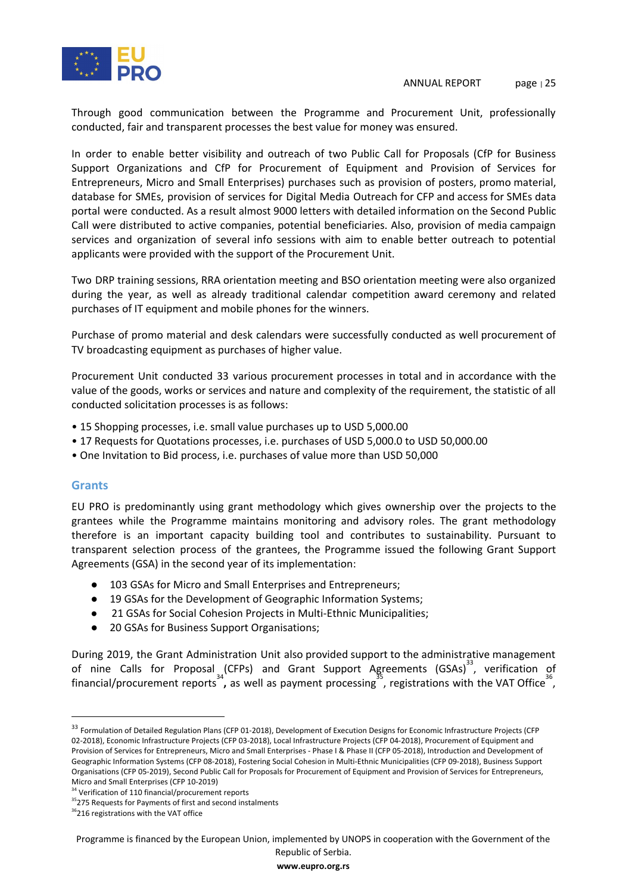Through good communication between the Programme and Procurement Unit, professionally conducted, fair and transparent processes the best value for money was ensured.

In order to enable better visibility and outreach of two Public Call for Proposals (CfP for Business Support Organizations and CfP for Procurement of Equipment and Provision of Services for Entrepreneurs, Micro and Small Enterprises) purchases such as provision of posters, promo material, database for SMEs, provision of services for Digital Media Outreach for CFP and access for SMEs data portal were conducted. As a result almost 9000 letters with detailed information on the Second Public Call were distributed to active companies, potential beneficiaries. Also, provision of media campaign services and organization of several info sessions with aim to enable better outreach to potential applicants were provided with the support of the Procurement Unit.

Two DRP training sessions, RRA orientation meeting and BSO orientation meeting were also organized during the year, as well as already traditional calendar competition award ceremony and related purchases of IT equipment and mobile phones for the winners.

Purchase of promo material and desk calendars were successfully conducted as well procurement of TV broadcasting equipment as purchases of higher value.

Procurement Unit conducted 33 various procurement processes in total and in accordance with the value of the goods, works or services and nature and complexity of the requirement, the statistic of all conducted solicitation processes is as follows:

- 15 Shopping processes, i.e. small value purchases up to USD 5,000.00
- 17 Requests for Quotations processes, i.e. purchases of USD 5,000.0 to USD 50,000.00
- One Invitation to Bid process, i.e. purchases of value more than USD 50,000

## Grants

EU PRO is predominantly using grant methodology which gives ownership over the projects to the grantees while the Programme maintains monitoring and advisory roles. The grant methodology therefore is an important capacity building tool and contributes to sustainability. Pursuant to transparent selection process of the grantees, the Programme issued the following Grant Support Agreements (GSA) in the second year of its implementation:

- 103 GSAs for Micro and Small Enterprises and Entrepreneurs;
- 19 GSAs for the Development of Geographic Information Systems;
- 21 GSAs for Social Cohesion Projects in Multi-Ethnic Municipalities;
- 20 GSAs for Business Support Organisations;

During 2019, the Grant Administration Unit also provided support to the administrative management of nine Calls for Proposal (CFPs) and Grant Support Agreements (GSAs)[33], verification of financial/procurement reports[34], as well as payment processing[35], registrations with the VAT Office[36],

---

[33] Formulation of Detailed Regulation Plans (CFP 01-2018), Development of Execution Designs for Economic Infrastructure Projects (CFP 02-2018), Local Infrastructure Projects (CFP 03-2018), Local Infrastructure Projects (CFP 04-2018), Procurement of Equipment and Provision of Services for Entrepreneurs, Micro and Small Enterprises - Phase I & Phase II (CFP 05-2018), Introduction and Development of Geographic Information Systems (CFP 08-2018), Fostering Social Cohesion in Multi-Ethnic Municipalities (CFP 09-2018), Business Support Organisations (CFP 05-2019), Second Public Call for Proposals for Procurement of Equipment and Provision of Services for Entrepreneurs, Micro and Small Enterprises (CFP 10-2019)

[34] Verification of 110 financial/procurement reports

[35] 275 Requests for Payments of first and second instalments

[36] 216 registrations with the VAT office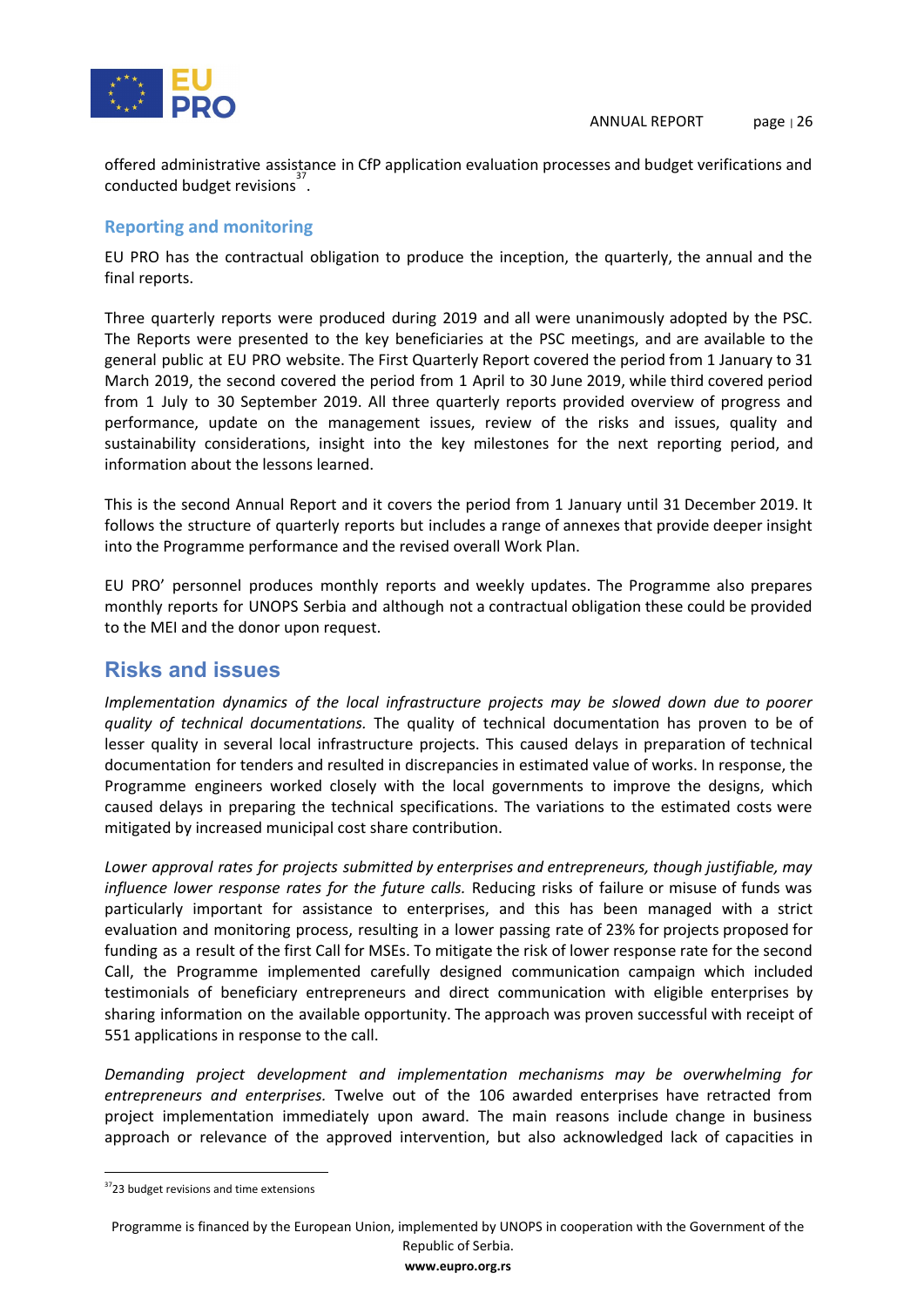offered administrative assistance in CfP application evaluation processes and budget verifications and conducted budget revisions[37].

### Reporting and monitoring

EU PRO has the contractual obligation to produce the inception, the quarterly, the annual and the final reports.

Three quarterly reports were produced during 2019 and all were unanimously adopted by the PSC. The Reports were presented to the key beneficiaries at the PSC meetings, and are available to the general public at EU PRO website. The First Quarterly Report covered the period from 1 January to 31 March 2019, the second covered the period from 1 April to 30 June 2019, while third covered period from 1 July to 30 September 2019. All three quarterly reports provided overview of progress and performance, update on the management issues, review of the risks and issues, quality and sustainability considerations, insight into the key milestones for the next reporting period, and information about the lessons learned.

This is the second Annual Report and it covers the period from 1 January until 31 December 2019. It follows the structure of quarterly reports but includes a range of annexes that provide deeper insight into the Programme performance and the revised overall Work Plan.

EU PRO' personnel produces monthly reports and weekly updates. The Programme also prepares monthly reports for UNOPS Serbia and although not a contractual obligation these could be provided to the MEI and the donor upon request.

## Risks and issues

*Implementation dynamics of the local infrastructure projects may be slowed down due to poorer quality of technical documentations.* The quality of technical documentation has proven to be of lesser quality in several local infrastructure projects. This caused delays in preparation of technical documentation for tenders and resulted in discrepancies in estimated value of works. In response, the Programme engineers worked closely with the local governments to improve the designs, which caused delays in preparing the technical specifications. The variations to the estimated costs were mitigated by increased municipal cost share contribution.

*Lower approval rates for projects submitted by enterprises and entrepreneurs, though justifiable, may influence lower response rates for the future calls.* Reducing risks of failure or misuse of funds was particularly important for assistance to enterprises, and this has been managed with a strict evaluation and monitoring process, resulting in a lower passing rate of 23% for projects proposed for funding as a result of the first Call for MSEs. To mitigate the risk of lower response rate for the second Call, the Programme implemented carefully designed communication campaign which included testimonials of beneficiary entrepreneurs and direct communication with eligible enterprises by sharing information on the available opportunity. The approach was proven successful with receipt of 551 applications in response to the call.

*Demanding project development and implementation mechanisms may be overwhelming for entrepreneurs and enterprises.* Twelve out of the 106 awarded enterprises have retracted from project implementation immediately upon award. The main reasons include change in business approach or relevance of the approved intervention, but also acknowledged lack of capacities in

[37] 23 budget revisions and time extensions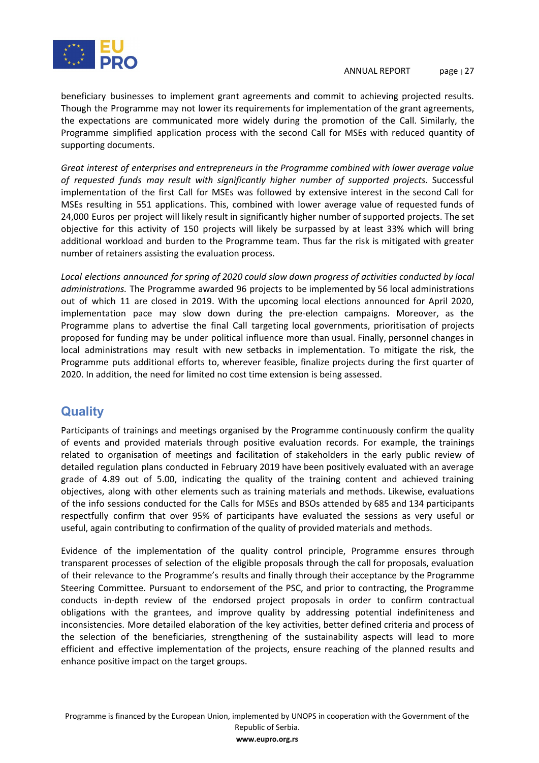beneficiary businesses to implement grant agreements and commit to achieving projected results. Though the Programme may not lower its requirements for implementation of the grant agreements, the expectations are communicated more widely during the promotion of the Call. Similarly, the Programme simplified application process with the second Call for MSEs with reduced quantity of supporting documents.

*Great interest of enterprises and entrepreneurs in the Programme combined with lower average value of requested funds may result with significantly higher number of supported projects.* Successful implementation of the first Call for MSEs was followed by extensive interest in the second Call for MSEs resulting in 551 applications. This, combined with lower average value of requested funds of 24,000 Euros per project will likely result in significantly higher number of supported projects. The set objective for this activity of 150 projects will likely be surpassed by at least 33% which will bring additional workload and burden to the Programme team. Thus far the risk is mitigated with greater number of retainers assisting the evaluation process.

*Local elections announced for spring of 2020 could slow down progress of activities conducted by local administrations.* The Programme awarded 96 projects to be implemented by 56 local administrations out of which 11 are closed in 2019. With the upcoming local elections announced for April 2020, implementation pace may slow down during the pre-election campaigns. Moreover, as the Programme plans to advertise the final Call targeting local governments, prioritisation of projects proposed for funding may be under political influence more than usual. Finally, personnel changes in local administrations may result with new setbacks in implementation. To mitigate the risk, the Programme puts additional efforts to, wherever feasible, finalize projects during the first quarter of 2020. In addition, the need for limited no cost time extension is being assessed.

## Quality

Participants of trainings and meetings organised by the Programme continuously confirm the quality of events and provided materials through positive evaluation records. For example, the trainings related to organisation of meetings and facilitation of stakeholders in the early public review of detailed regulation plans conducted in February 2019 have been positively evaluated with an average grade of 4.89 out of 5.00, indicating the quality of the training content and achieved training objectives, along with other elements such as training materials and methods. Likewise, evaluations of the info sessions conducted for the Calls for MSEs and BSOs attended by 685 and 134 participants respectfully confirm that over 95% of participants have evaluated the sessions as very useful or useful, again contributing to confirmation of the quality of provided materials and methods.

Evidence of the implementation of the quality control principle, Programme ensures through transparent processes of selection of the eligible proposals through the call for proposals, evaluation of their relevance to the Programme's results and finally through their acceptance by the Programme Steering Committee. Pursuant to endorsement of the PSC, and prior to contracting, the Programme conducts in-depth review of the endorsed project proposals in order to confirm contractual obligations with the grantees, and improve quality by addressing potential indefiniteness and inconsistencies. More detailed elaboration of the key activities, better defined criteria and process of the selection of the beneficiaries, strengthening of the sustainability aspects will lead to more efficient and effective implementation of the projects, ensure reaching of the planned results and enhance positive impact on the target groups.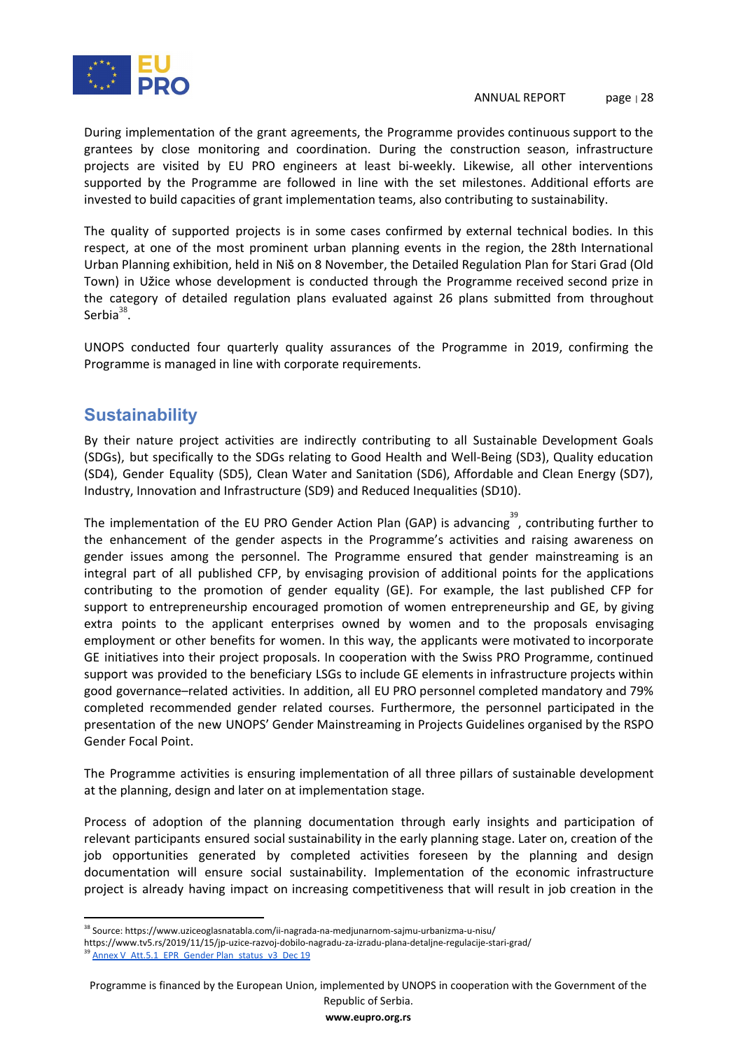During implementation of the grant agreements, the Programme provides continuous support to the grantees by close monitoring and coordination. During the construction season, infrastructure projects are visited by EU PRO engineers at least bi-weekly. Likewise, all other interventions supported by the Programme are followed in line with the set milestones. Additional efforts are invested to build capacities of grant implementation teams, also contributing to sustainability.

The quality of supported projects is in some cases confirmed by external technical bodies. In this respect, at one of the most prominent urban planning events in the region, the 28th International Urban Planning exhibition, held in Niš on 8 November, the Detailed Regulation Plan for Stari Grad (Old Town) in Užice whose development is conducted through the Programme received second prize in the category of detailed regulation plans evaluated against 26 plans submitted from throughout Serbia[38].

UNOPS conducted four quarterly quality assurances of the Programme in 2019, confirming the Programme is managed in line with corporate requirements.

## Sustainability

By their nature project activities are indirectly contributing to all Sustainable Development Goals (SDGs), but specifically to the SDGs relating to Good Health and Well-Being (SD3), Quality education (SD4), Gender Equality (SD5), Clean Water and Sanitation (SD6), Affordable and Clean Energy (SD7), Industry, Innovation and Infrastructure (SD9) and Reduced Inequalities (SD10).

The implementation of the EU PRO Gender Action Plan (GAP) is advancing[39], contributing further to the enhancement of the gender aspects in the Programme's activities and raising awareness on gender issues among the personnel. The Programme ensured that gender mainstreaming is an integral part of all published CFP, by envisaging provision of additional points for the applications contributing to the promotion of gender equality (GE). For example, the last published CFP for support to entrepreneurship encouraged promotion of women entrepreneurship and GE, by giving extra points to the applicant enterprises owned by women and to the proposals envisaging employment or other benefits for women. In this way, the applicants were motivated to incorporate GE initiatives into their project proposals. In cooperation with the Swiss PRO Programme, continued support was provided to the beneficiary LSGs to include GE elements in infrastructure projects within good governance–related activities. In addition, all EU PRO personnel completed mandatory and 79% completed recommended gender related courses. Furthermore, the personnel participated in the presentation of the new UNOPS' Gender Mainstreaming in Projects Guidelines organised by the RSPO Gender Focal Point.

The Programme activities is ensuring implementation of all three pillars of sustainable development at the planning, design and later on at implementation stage.

Process of adoption of the planning documentation through early insights and participation of relevant participants ensured social sustainability in the early planning stage. Later on, creation of the job opportunities generated by completed activities foreseen by the planning and design documentation will ensure social sustainability. Implementation of the economic infrastructure project is already having impact on increasing competitiveness that will result in job creation in the

---

[38] Source: https://www.uziceoglasnatabla.com/ii-nagrada-na-medjunarnom-sajmu-urbanizma-u-nisu/
https://www.tv5.rs/2019/11/15/jp-uzice-razvoj-dobilo-nagradu-za-izradu-plana-detaljne-regulacije-stari-grad/

[39] Annex V_Att.5.1_EPR_Gender Plan_status_v3_Dec 19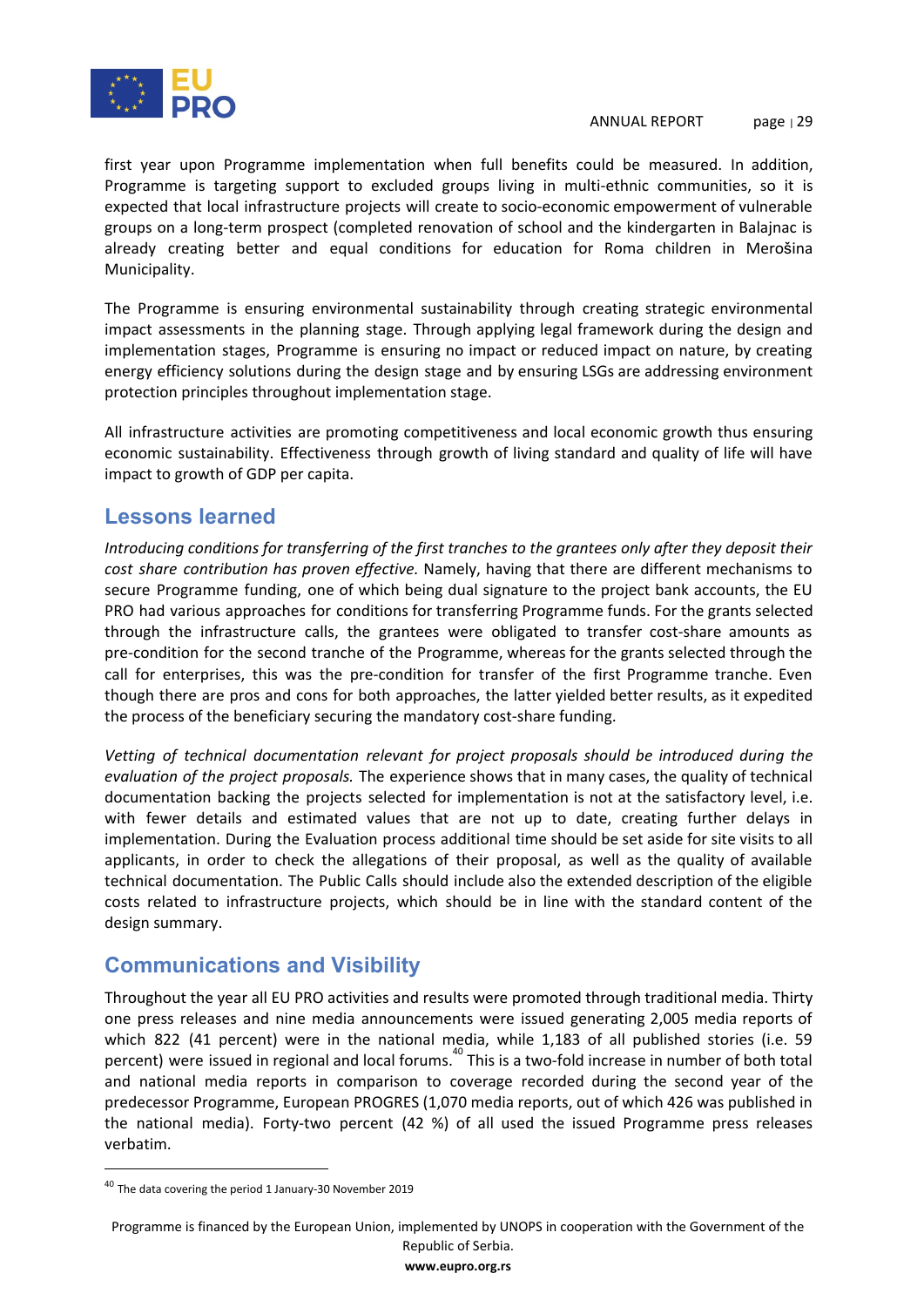first year upon Programme implementation when full benefits could be measured. In addition, Programme is targeting support to excluded groups living in multi-ethnic communities, so it is expected that local infrastructure projects will create to socio-economic empowerment of vulnerable groups on a long-term prospect (completed renovation of school and the kindergarten in Balajnac is already creating better and equal conditions for education for Roma children in Merošina Municipality.

The Programme is ensuring environmental sustainability through creating strategic environmental impact assessments in the planning stage. Through applying legal framework during the design and implementation stages, Programme is ensuring no impact or reduced impact on nature, by creating energy efficiency solutions during the design stage and by ensuring LSGs are addressing environment protection principles throughout implementation stage.

All infrastructure activities are promoting competitiveness and local economic growth thus ensuring economic sustainability. Effectiveness through growth of living standard and quality of life will have impact to growth of GDP per capita.

## Lessons learned

*Introducing conditions for transferring of the first tranches to the grantees only after they deposit their cost share contribution has proven effective.* Namely, having that there are different mechanisms to secure Programme funding, one of which being dual signature to the project bank accounts, the EU PRO had various approaches for conditions for transferring Programme funds. For the grants selected through the infrastructure calls, the grantees were obligated to transfer cost-share amounts as pre-condition for the second tranche of the Programme, whereas for the grants selected through the call for enterprises, this was the pre-condition for transfer of the first Programme tranche. Even though there are pros and cons for both approaches, the latter yielded better results, as it expedited the process of the beneficiary securing the mandatory cost-share funding.

*Vetting of technical documentation relevant for project proposals should be introduced during the evaluation of the project proposals.* The experience shows that in many cases, the quality of technical documentation backing the projects selected for implementation is not at the satisfactory level, i.e. with fewer details and estimated values that are not up to date, creating further delays in implementation. During the Evaluation process additional time should be set aside for site visits to all applicants, in order to check the allegations of their proposal, as well as the quality of available technical documentation. The Public Calls should include also the extended description of the eligible costs related to infrastructure projects, which should be in line with the standard content of the design summary.

## Communications and Visibility

Throughout the year all EU PRO activities and results were promoted through traditional media. Thirty one press releases and nine media announcements were issued generating 2,005 media reports of which 822 (41 percent) were in the national media, while 1,183 of all published stories (i.e. 59 percent) were issued in regional and local forums.[40] This is a two-fold increase in number of both total and national media reports in comparison to coverage recorded during the second year of the predecessor Programme, European PROGRES (1,070 media reports, out of which 426 was published in the national media). Forty-two percent (42 %) of all used the issued Programme press releases verbatim.

[40] The data covering the period 1 January-30 November 2019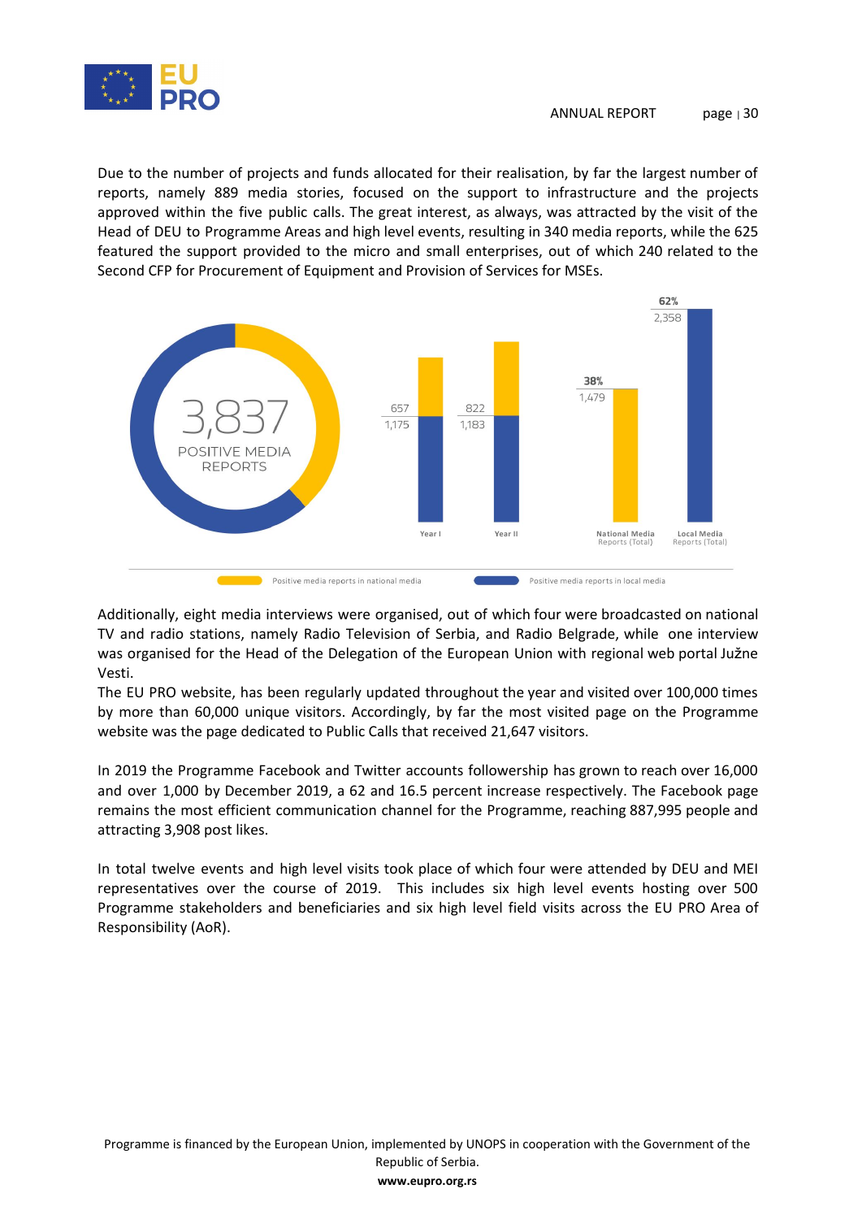Due to the number of projects and funds allocated for their realisation, by far the largest number of reports, namely 889 media stories, focused on the support to infrastructure and the projects approved within the five public calls. The great interest, as always, was attracted by the visit of the Head of DEU to Programme Areas and high level events, resulting in 340 media reports, while the 625 featured the support provided to the micro and small enterprises, out of which 240 related to the Second CFP for Procurement of Equipment and Provision of Services for MSEs.

3,837 POSITIVE MEDIA REPORTS

| | Year I | Year II | National Media Reports (Total) | Local Media Reports (Total) |
|---|---|---|---|---|
| Positive media reports in national media | 657 | 822 | 1,479 (38%) | |
| Positive media reports in local media | 1,175 | 1,183 | | 2,358 (62%) |

Additionally, eight media interviews were organised, out of which four were broadcasted on national TV and radio stations, namely Radio Television of Serbia, and Radio Belgrade, while one interview was organised for the Head of the Delegation of the European Union with regional web portal Južne Vesti.

The EU PRO website, has been regularly updated throughout the year and visited over 100,000 times by more than 60,000 unique visitors. Accordingly, by far the most visited page on the Programme website was the page dedicated to Public Calls that received 21,647 visitors.

In 2019 the Programme Facebook and Twitter accounts followership has grown to reach over 16,000 and over 1,000 by December 2019, a 62 and 16.5 percent increase respectively. The Facebook page remains the most efficient communication channel for the Programme, reaching 887,995 people and attracting 3,908 post likes.

In total twelve events and high level visits took place of which four were attended by DEU and MEI representatives over the course of 2019. This includes six high level events hosting over 500 Programme stakeholders and beneficiaries and six high level field visits across the EU PRO Area of Responsibility (AoR).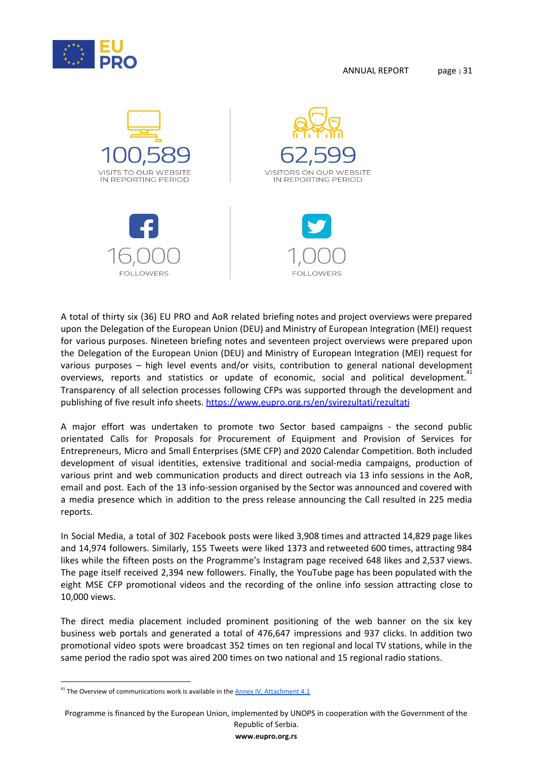100,589

VISITS TO OUR WEBSITE IN REPORTING PERIOD

62,599

VISITORS ON OUR WEBSITE IN REPORTING PERIOD

16,000

FOLLOWERS

1,000

FOLLOWERS

A total of thirty six (36) EU PRO and AoR related briefing notes and project overviews were prepared upon the Delegation of the European Union (DEU) and Ministry of European Integration (MEI) request for various purposes. Nineteen briefing notes and seventeen project overviews were prepared upon the Delegation of the European Union (DEU) and Ministry of European Integration (MEI) request for various purposes – high level events and/or visits, contribution to general national development overviews, reports and statistics or update of economic, social and political development.[41] Transparency of all selection processes following CFPs was supported through the development and publishing of five result info sheets. https://www.eupro.org.rs/en/svirezultati/rezultati

A major effort was undertaken to promote two Sector based campaigns - the second public orientated Calls for Proposals for Procurement of Equipment and Provision of Services for Entrepreneurs, Micro and Small Enterprises (SME CFP) and 2020 Calendar Competition. Both included development of visual identities, extensive traditional and social-media campaigns, production of various print and web communication products and direct outreach via 13 info sessions in the AoR, email and post. Each of the 13 info-session organised by the Sector was announced and covered with a media presence which in addition to the press release announcing the Call resulted in 225 media reports.

In Social Media, a total of 302 Facebook posts were liked 3,908 times and attracted 14,829 page likes and 14,974 followers. Similarly, 155 Tweets were liked 1373 and retweeted 600 times, attracting 984 likes while the fifteen posts on the Programme's Instagram page received 648 likes and 2,537 views. The page itself received 2,394 new followers. Finally, the YouTube page has been populated with the eight MSE CFP promotional videos and the recording of the online info session attracting close to 10,000 views.

The direct media placement included prominent positioning of the web banner on the six key business web portals and generated a total of 476,647 impressions and 937 clicks. In addition two promotional video spots were broadcast 352 times on ten regional and local TV stations, while in the same period the radio spot was aired 200 times on two national and 15 regional radio stations.

[41] The Overview of communications work is available in the Annex IV, Attachment 4.1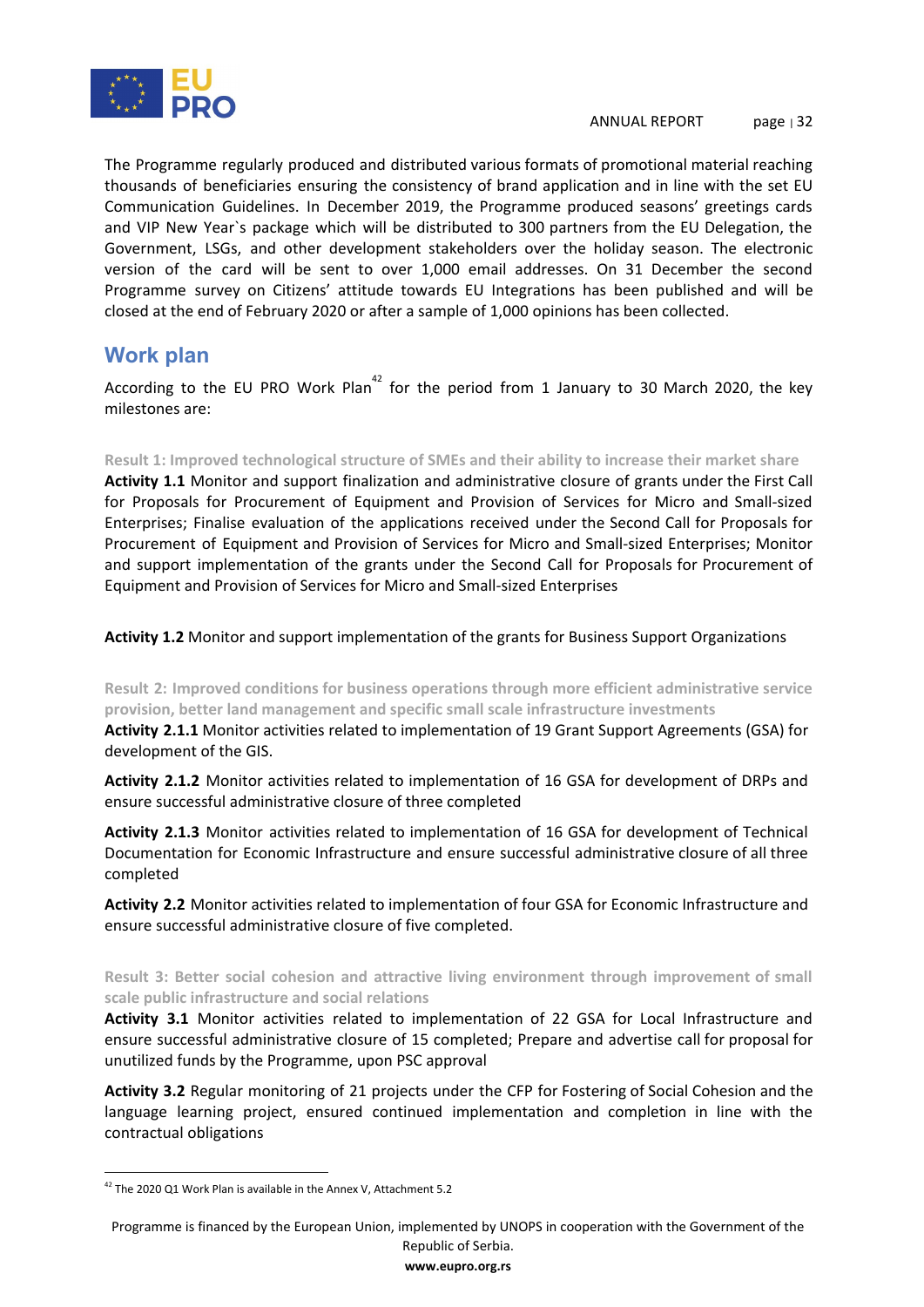The Programme regularly produced and distributed various formats of promotional material reaching thousands of beneficiaries ensuring the consistency of brand application and in line with the set EU Communication Guidelines. In December 2019, the Programme produced seasons' greetings cards and VIP New Year`s package which will be distributed to 300 partners from the EU Delegation, the Government, LSGs, and other development stakeholders over the holiday season. The electronic version of the card will be sent to over 1,000 email addresses. On 31 December the second Programme survey on Citizens' attitude towards EU Integrations has been published and will be closed at the end of February 2020 or after a sample of 1,000 opinions has been collected.

## Work plan

According to the EU PRO Work Plan[42] for the period from 1 January to 30 March 2020, the key milestones are:

#### Result 1: Improved technological structure of SMEs and their ability to increase their market share

**Activity 1.1** Monitor and support finalization and administrative closure of grants under the First Call for Proposals for Procurement of Equipment and Provision of Services for Micro and Small-sized Enterprises; Finalise evaluation of the applications received under the Second Call for Proposals for Procurement of Equipment and Provision of Services for Micro and Small-sized Enterprises; Monitor and support implementation of the grants under the Second Call for Proposals for Procurement of Equipment and Provision of Services for Micro and Small-sized Enterprises

**Activity 1.2** Monitor and support implementation of the grants for Business Support Organizations

#### Result 2: Improved conditions for business operations through more efficient administrative service provision, better land management and specific small scale infrastructure investments

**Activity 2.1.1** Monitor activities related to implementation of 19 Grant Support Agreements (GSA) for development of the GIS.

**Activity 2.1.2** Monitor activities related to implementation of 16 GSA for development of DRPs and ensure successful administrative closure of three completed

**Activity 2.1.3** Monitor activities related to implementation of 16 GSA for development of Technical Documentation for Economic Infrastructure and ensure successful administrative closure of all three completed

**Activity 2.2** Monitor activities related to implementation of four GSA for Economic Infrastructure and ensure successful administrative closure of five completed.

#### Result 3: Better social cohesion and attractive living environment through improvement of small scale public infrastructure and social relations

**Activity 3.1** Monitor activities related to implementation of 22 GSA for Local Infrastructure and ensure successful administrative closure of 15 completed; Prepare and advertise call for proposal for unutilized funds by the Programme, upon PSC approval

**Activity 3.2** Regular monitoring of 21 projects under the CFP for Fostering of Social Cohesion and the language learning project, ensured continued implementation and completion in line with the contractual obligations

---

[42] The 2020 Q1 Work Plan is available in the Annex V, Attachment 5.2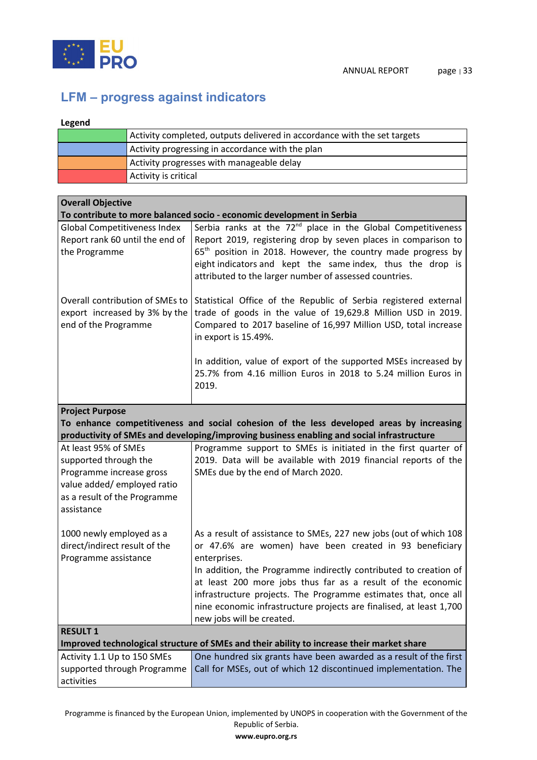## LFM – progress against indicators

**Legend**

| | |
|---|---|
| (green) | Activity completed, outputs delivered in accordance with the set targets |
| (blue) | Activity progressing in accordance with the plan |
| (orange) | Activity progresses with manageable delay |
| (red) | Activity is critical |

| **Overall Objective**<br>**To contribute to more balanced socio - economic development in Serbia** | |
|---|---|
| Global Competitiveness Index Report rank 60 until the end of the Programme | Serbia ranks at the 72nd place in the Global Competitiveness Report 2019, registering drop by seven places in comparison to 65th position in 2018. However, the country made progress by eight indicators and kept the same index, thus the drop is attributed to the larger number of assessed countries. |
| Overall contribution of SMEs to export increased by 3% by the end of the Programme | Statistical Office of the Republic of Serbia registered external trade of goods in the value of 19,629.8 Million USD in 2019. Compared to 2017 baseline of 16,997 Million USD, total increase in export is 15.49%.<br><br>In addition, value of export of the supported MSEs increased by 25.7% from 4.16 million Euros in 2018 to 5.24 million Euros in 2019. |
| **Project Purpose**<br>**To enhance competitiveness and social cohesion of the less developed areas by increasing productivity of SMEs and developing/improving business enabling and social infrastructure** | |
| At least 95% of SMEs supported through the Programme increase gross value added/ employed ratio as a result of the Programme assistance | Programme support to SMEs is initiated in the first quarter of 2019. Data will be available with 2019 financial reports of the SMEs due by the end of March 2020. |
| 1000 newly employed as a direct/indirect result of the Programme assistance | As a result of assistance to SMEs, 227 new jobs (out of which 108 or 47.6% are women) have been created in 93 beneficiary enterprises.<br>In addition, the Programme indirectly contributed to creation of at least 200 more jobs thus far as a result of the economic infrastructure projects. The Programme estimates that, once all nine economic infrastructure projects are finalised, at least 1,700 new jobs will be created. |
| **RESULT 1**<br>**Improved technological structure of SMEs and their ability to increase their market share** | |
| Activity 1.1 Up to 150 SMEs supported through Programme activities | One hundred six grants have been awarded as a result of the first Call for MSEs, out of which 12 discontinued implementation. The |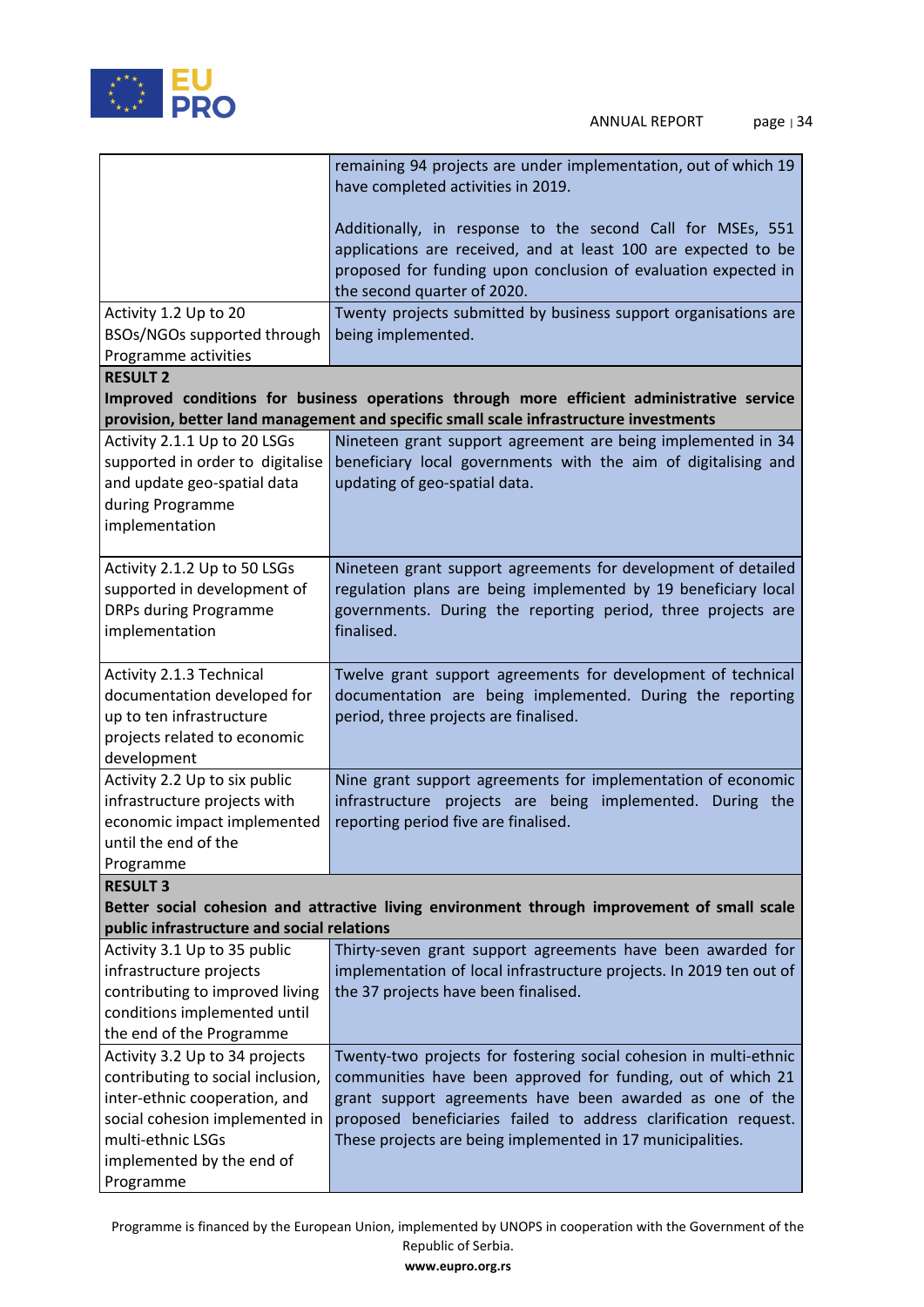| | |
|---|---|
| | remaining 94 projects are under implementation, out of which 19 have completed activities in 2019.<br><br>Additionally, in response to the second Call for MSEs, 551 applications are received, and at least 100 are expected to be proposed for funding upon conclusion of evaluation expected in the second quarter of 2020. |
| Activity 1.2 Up to 20 BSOs/NGOs supported through Programme activities | Twenty projects submitted by business support organisations are being implemented. |
| **RESULT 2**<br>**Improved conditions for business operations through more efficient administrative service provision, better land management and specific small scale infrastructure investments** | |
| Activity 2.1.1 Up to 20 LSGs supported in order to digitalise and update geo-spatial data during Programme implementation | Nineteen grant support agreement are being implemented in 34 beneficiary local governments with the aim of digitalising and updating of geo-spatial data. |
| Activity 2.1.2 Up to 50 LSGs supported in development of DRPs during Programme implementation | Nineteen grant support agreements for development of detailed regulation plans are being implemented by 19 beneficiary local governments. During the reporting period, three projects are finalised. |
| Activity 2.1.3 Technical documentation developed for up to ten infrastructure projects related to economic development | Twelve grant support agreements for development of technical documentation are being implemented. During the reporting period, three projects are finalised. |
| Activity 2.2 Up to six public infrastructure projects with economic impact implemented until the end of the Programme | Nine grant support agreements for implementation of economic infrastructure projects are being implemented. During the reporting period five are finalised. |
| **RESULT 3**<br>**Better social cohesion and attractive living environment through improvement of small scale public infrastructure and social relations** | |
| Activity 3.1 Up to 35 public infrastructure projects contributing to improved living conditions implemented until the end of the Programme | Thirty-seven grant support agreements have been awarded for implementation of local infrastructure projects. In 2019 ten out of the 37 projects have been finalised. |
| Activity 3.2 Up to 34 projects contributing to social inclusion, inter-ethnic cooperation, and social cohesion implemented in multi-ethnic LSGs implemented by the end of Programme | Twenty-two projects for fostering social cohesion in multi-ethnic communities have been approved for funding, out of which 21 grant support agreements have been awarded as one of the proposed beneficiaries failed to address clarification request. These projects are being implemented in 17 municipalities. |